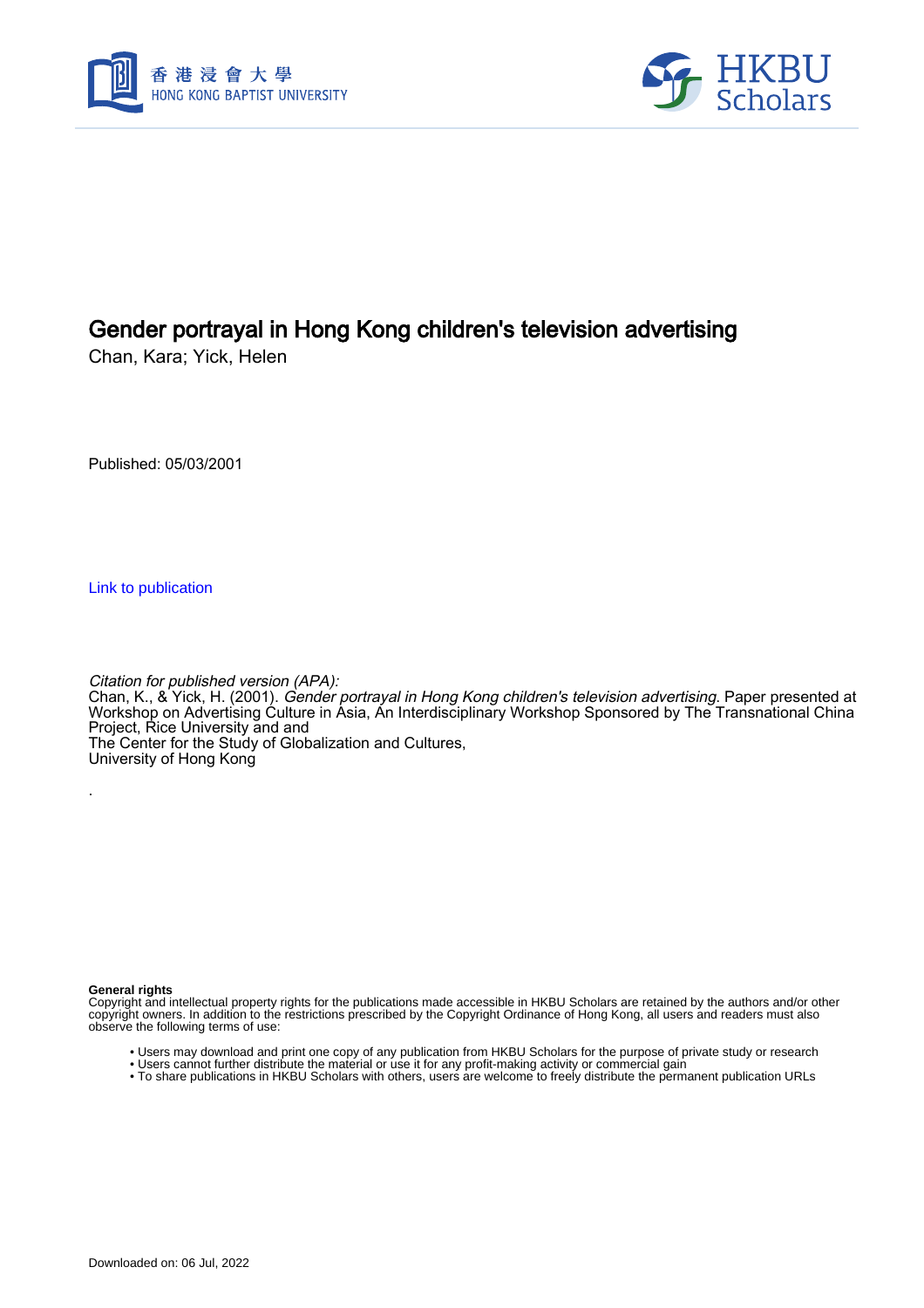# Gender portrayal in Hong Kong children's television advertising

Chan, Kara; Yick, Helen

Published: 05/03/2001

Link to publication

*Citation for published version (APA):*
Chan, K., & Yick, H. (2001). *Gender portrayal in Hong Kong children's television advertising.* Paper presented at Workshop on Advertising Culture in Asia, An Interdisciplinary Workshop Sponsored by The Transnational China Project, Rice University and and
The Center for the Study of Globalization and Cultures,
University of Hong Kong

.

**General rights**
Copyright and intellectual property rights for the publications made accessible in HKBU Scholars are retained by the authors and/or other copyright owners. In addition to the restrictions prescribed by the Copyright Ordinance of Hong Kong, all users and readers must also observe the following terms of use:

- Users may download and print one copy of any publication from HKBU Scholars for the purpose of private study or research
- Users cannot further distribute the material or use it for any profit-making activity or commercial gain
- To share publications in HKBU Scholars with others, users are welcome to freely distribute the permanent publication URLs

Downloaded on: 06 Jul, 2022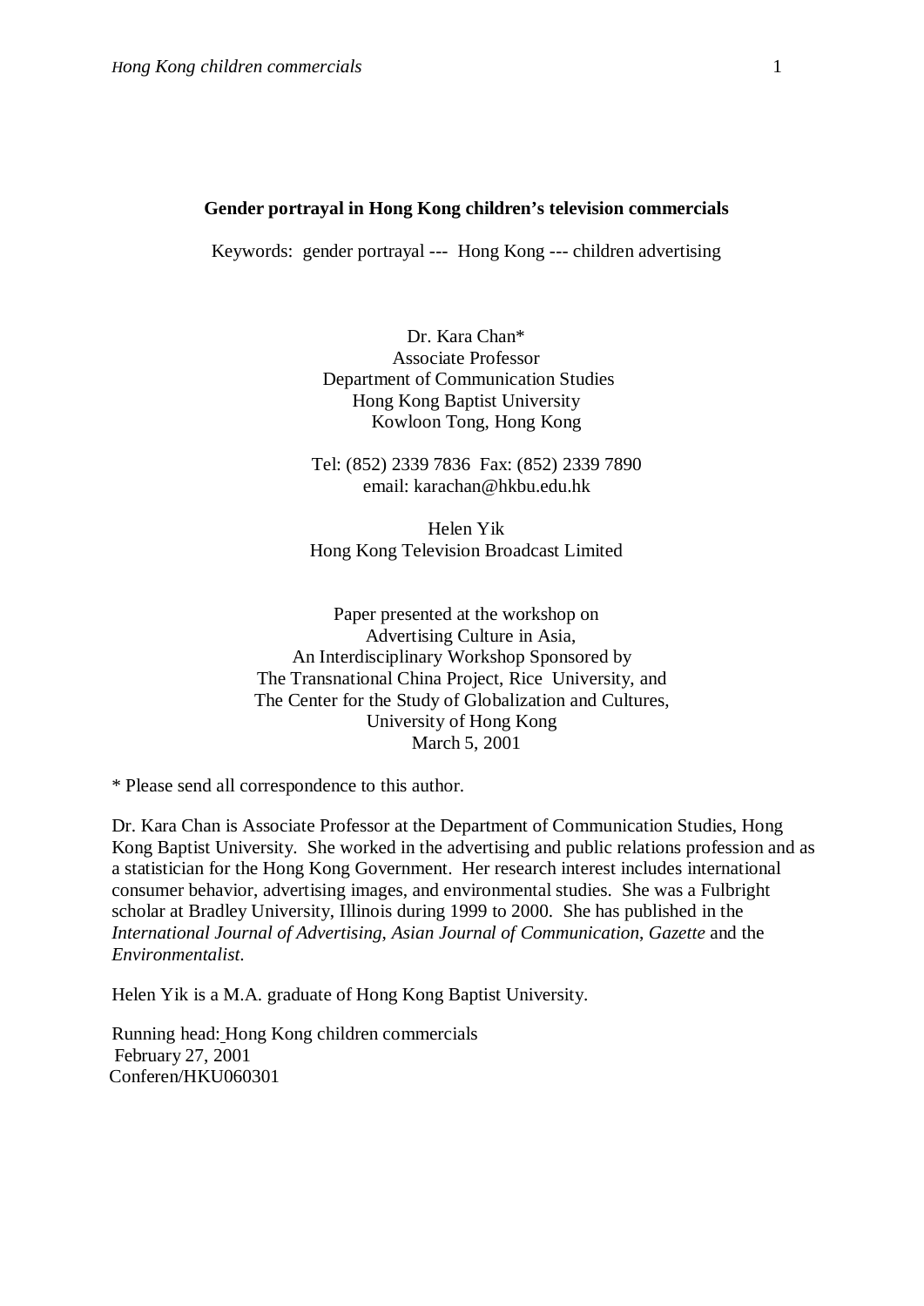**Gender portrayal in Hong Kong children's television commercials**

Keywords: gender portrayal --- Hong Kong --- children advertising

Dr. Kara Chan*
Associate Professor
Department of Communication Studies
Hong Kong Baptist University
Kowloon Tong, Hong Kong

Tel: (852) 2339 7836 Fax: (852) 2339 7890
email: karachan@hkbu.edu.hk

Helen Yik
Hong Kong Television Broadcast Limited

Paper presented at the workshop on
Advertising Culture in Asia,
An Interdisciplinary Workshop Sponsored by
The Transnational China Project, Rice University, and
The Center for the Study of Globalization and Cultures,
University of Hong Kong
March 5, 2001

* Please send all correspondence to this author.

Dr. Kara Chan is Associate Professor at the Department of Communication Studies, Hong Kong Baptist University. She worked in the advertising and public relations profession and as a statistician for the Hong Kong Government. Her research interest includes international consumer behavior, advertising images, and environmental studies. She was a Fulbright scholar at Bradley University, Illinois during 1999 to 2000. She has published in the *International Journal of Advertising, Asian Journal of Communication, Gazette* and the *Environmentalist*.

Helen Yik is a M.A. graduate of Hong Kong Baptist University.

Running head: Hong Kong children commercials
February 27, 2001
Conferen/HKU060301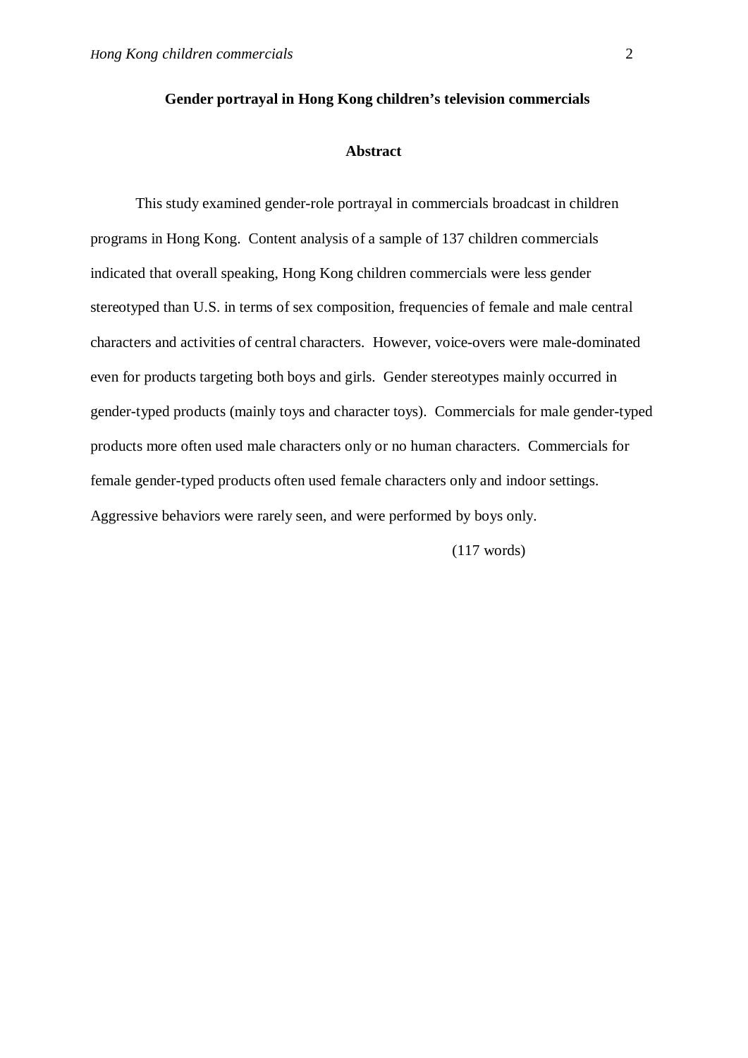# Gender portrayal in Hong Kong children's television commercials

## Abstract

This study examined gender-role portrayal in commercials broadcast in children programs in Hong Kong. Content analysis of a sample of 137 children commercials indicated that overall speaking, Hong Kong children commercials were less gender stereotyped than U.S. in terms of sex composition, frequencies of female and male central characters and activities of central characters. However, voice-overs were male-dominated even for products targeting both boys and girls. Gender stereotypes mainly occurred in gender-typed products (mainly toys and character toys). Commercials for male gender-typed products more often used male characters only or no human characters. Commercials for female gender-typed products often used female characters only and indoor settings. Aggressive behaviors were rarely seen, and were performed by boys only.

(117 words)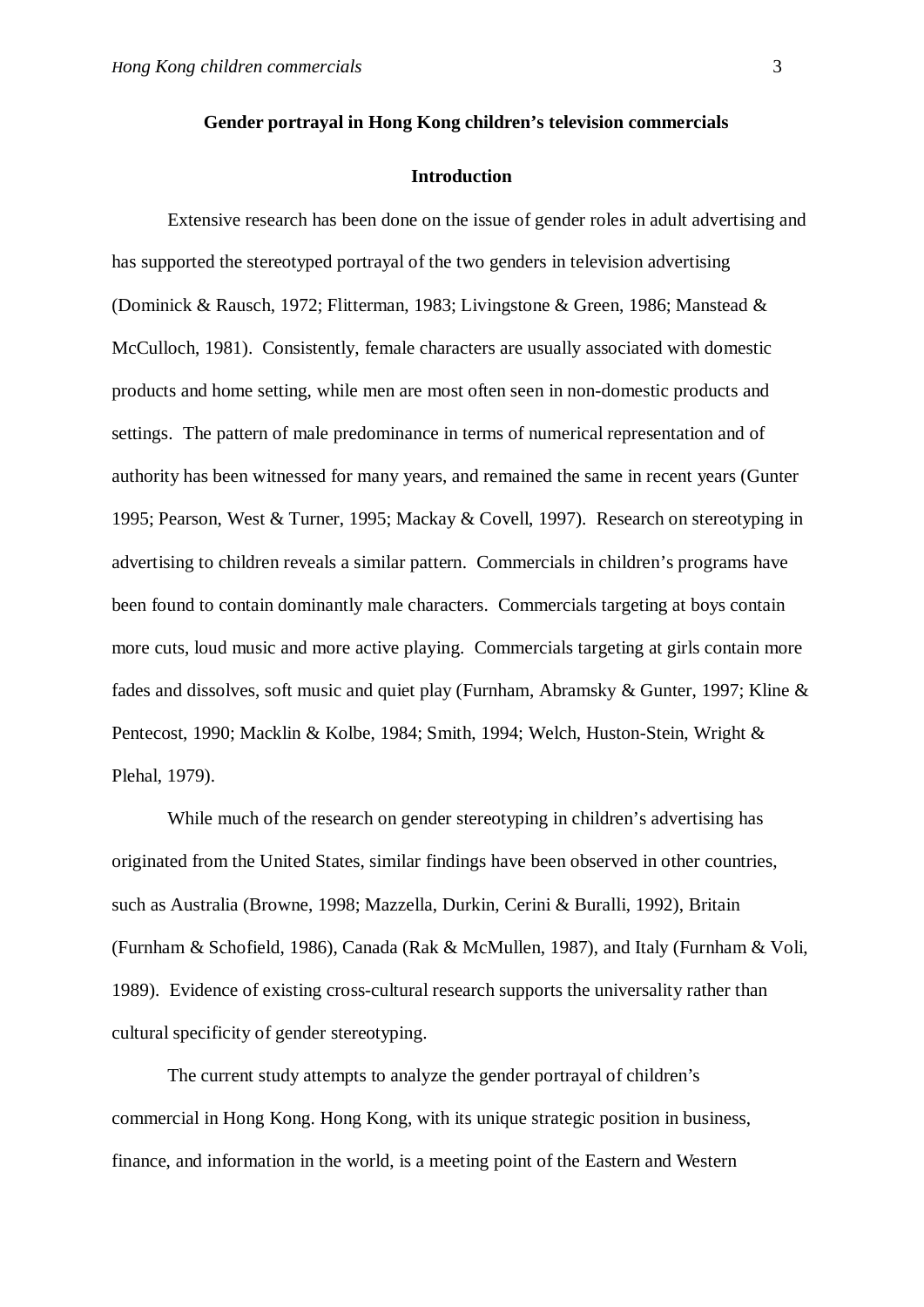**Gender portrayal in Hong Kong children's television commercials**

**Introduction**

Extensive research has been done on the issue of gender roles in adult advertising and has supported the stereotyped portrayal of the two genders in television advertising (Dominick & Rausch, 1972; Flitterman, 1983; Livingstone & Green, 1986; Manstead & McCulloch, 1981). Consistently, female characters are usually associated with domestic products and home setting, while men are most often seen in non-domestic products and settings. The pattern of male predominance in terms of numerical representation and of authority has been witnessed for many years, and remained the same in recent years (Gunter 1995; Pearson, West & Turner, 1995; Mackay & Covell, 1997). Research on stereotyping in advertising to children reveals a similar pattern. Commercials in children's programs have been found to contain dominantly male characters. Commercials targeting at boys contain more cuts, loud music and more active playing. Commercials targeting at girls contain more fades and dissolves, soft music and quiet play (Furnham, Abramsky & Gunter, 1997; Kline & Pentecost, 1990; Macklin & Kolbe, 1984; Smith, 1994; Welch, Huston-Stein, Wright & Plehal, 1979).

While much of the research on gender stereotyping in children's advertising has originated from the United States, similar findings have been observed in other countries, such as Australia (Browne, 1998; Mazzella, Durkin, Cerini & Buralli, 1992), Britain (Furnham & Schofield, 1986), Canada (Rak & McMullen, 1987), and Italy (Furnham & Voli, 1989). Evidence of existing cross-cultural research supports the universality rather than cultural specificity of gender stereotyping.

The current study attempts to analyze the gender portrayal of children's commercial in Hong Kong. Hong Kong, with its unique strategic position in business, finance, and information in the world, is a meeting point of the Eastern and Western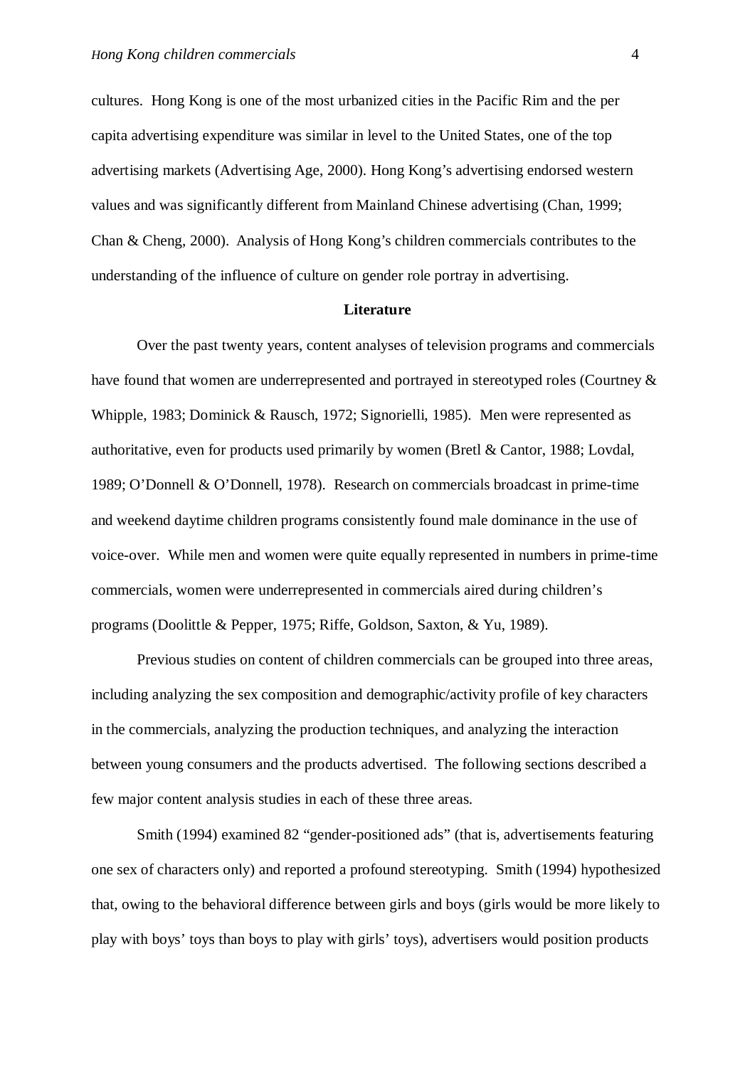cultures. Hong Kong is one of the most urbanized cities in the Pacific Rim and the per capita advertising expenditure was similar in level to the United States, one of the top advertising markets (Advertising Age, 2000). Hong Kong's advertising endorsed western values and was significantly different from Mainland Chinese advertising (Chan, 1999; Chan & Cheng, 2000). Analysis of Hong Kong's children commercials contributes to the understanding of the influence of culture on gender role portray in advertising.

## Literature

Over the past twenty years, content analyses of television programs and commercials have found that women are underrepresented and portrayed in stereotyped roles (Courtney & Whipple, 1983; Dominick & Rausch, 1972; Signorielli, 1985). Men were represented as authoritative, even for products used primarily by women (Bretl & Cantor, 1988; Lovdal, 1989; O'Donnell & O'Donnell, 1978). Research on commercials broadcast in prime-time and weekend daytime children programs consistently found male dominance in the use of voice-over. While men and women were quite equally represented in numbers in prime-time commercials, women were underrepresented in commercials aired during children's programs (Doolittle & Pepper, 1975; Riffe, Goldson, Saxton, & Yu, 1989).

Previous studies on content of children commercials can be grouped into three areas, including analyzing the sex composition and demographic/activity profile of key characters in the commercials, analyzing the production techniques, and analyzing the interaction between young consumers and the products advertised. The following sections described a few major content analysis studies in each of these three areas.

Smith (1994) examined 82 "gender-positioned ads" (that is, advertisements featuring one sex of characters only) and reported a profound stereotyping. Smith (1994) hypothesized that, owing to the behavioral difference between girls and boys (girls would be more likely to play with boys' toys than boys to play with girls' toys), advertisers would position products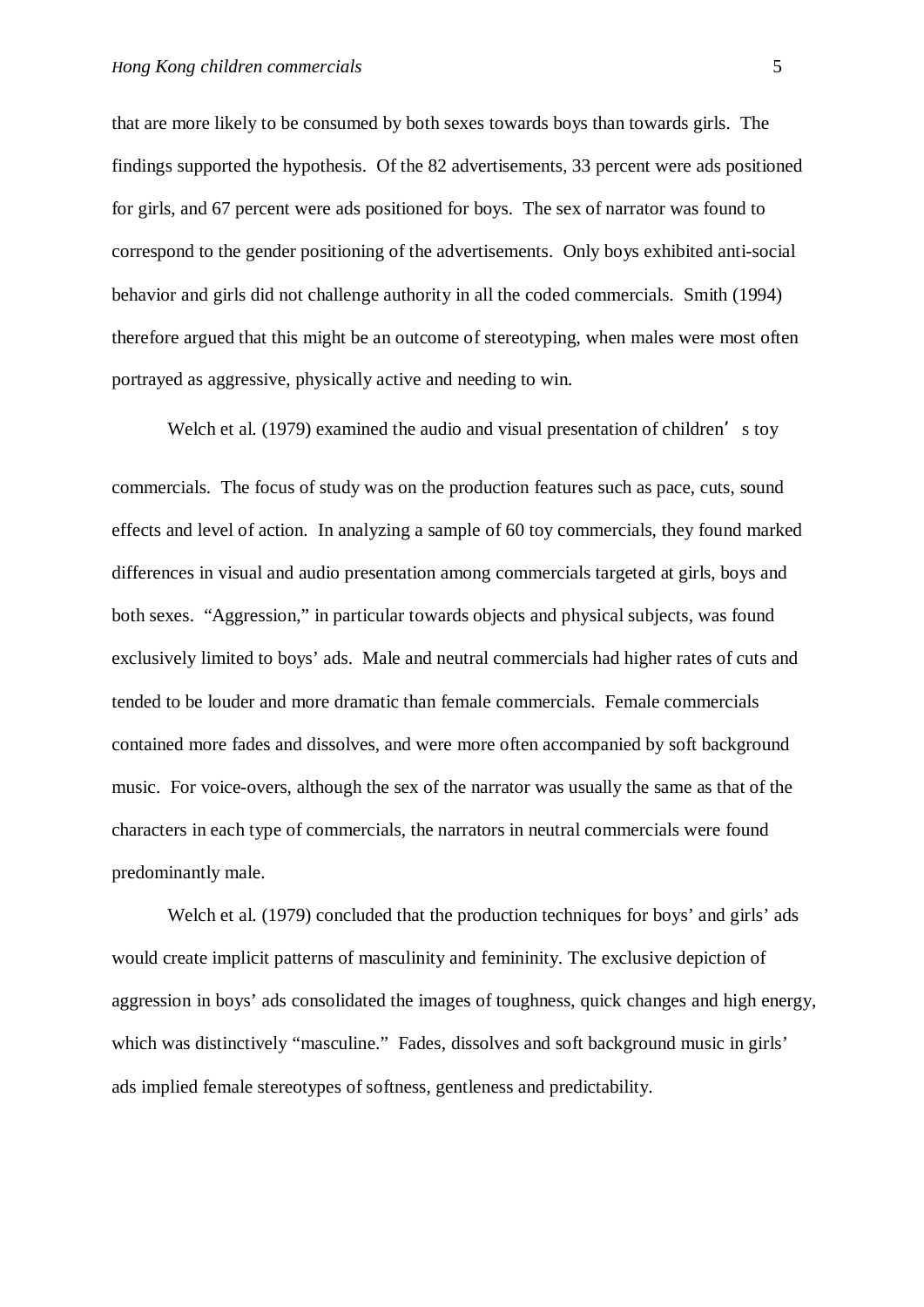that are more likely to be consumed by both sexes towards boys than towards girls. The findings supported the hypothesis. Of the 82 advertisements, 33 percent were ads positioned for girls, and 67 percent were ads positioned for boys. The sex of narrator was found to correspond to the gender positioning of the advertisements. Only boys exhibited anti-social behavior and girls did not challenge authority in all the coded commercials. Smith (1994) therefore argued that this might be an outcome of stereotyping, when males were most often portrayed as aggressive, physically active and needing to win.

Welch et al. (1979) examined the audio and visual presentation of children's toy commercials. The focus of study was on the production features such as pace, cuts, sound effects and level of action. In analyzing a sample of 60 toy commercials, they found marked differences in visual and audio presentation among commercials targeted at girls, boys and both sexes. "Aggression," in particular towards objects and physical subjects, was found exclusively limited to boys' ads. Male and neutral commercials had higher rates of cuts and tended to be louder and more dramatic than female commercials. Female commercials contained more fades and dissolves, and were more often accompanied by soft background music. For voice-overs, although the sex of the narrator was usually the same as that of the characters in each type of commercials, the narrators in neutral commercials were found predominantly male.

Welch et al. (1979) concluded that the production techniques for boys' and girls' ads would create implicit patterns of masculinity and femininity. The exclusive depiction of aggression in boys' ads consolidated the images of toughness, quick changes and high energy, which was distinctively "masculine." Fades, dissolves and soft background music in girls' ads implied female stereotypes of softness, gentleness and predictability.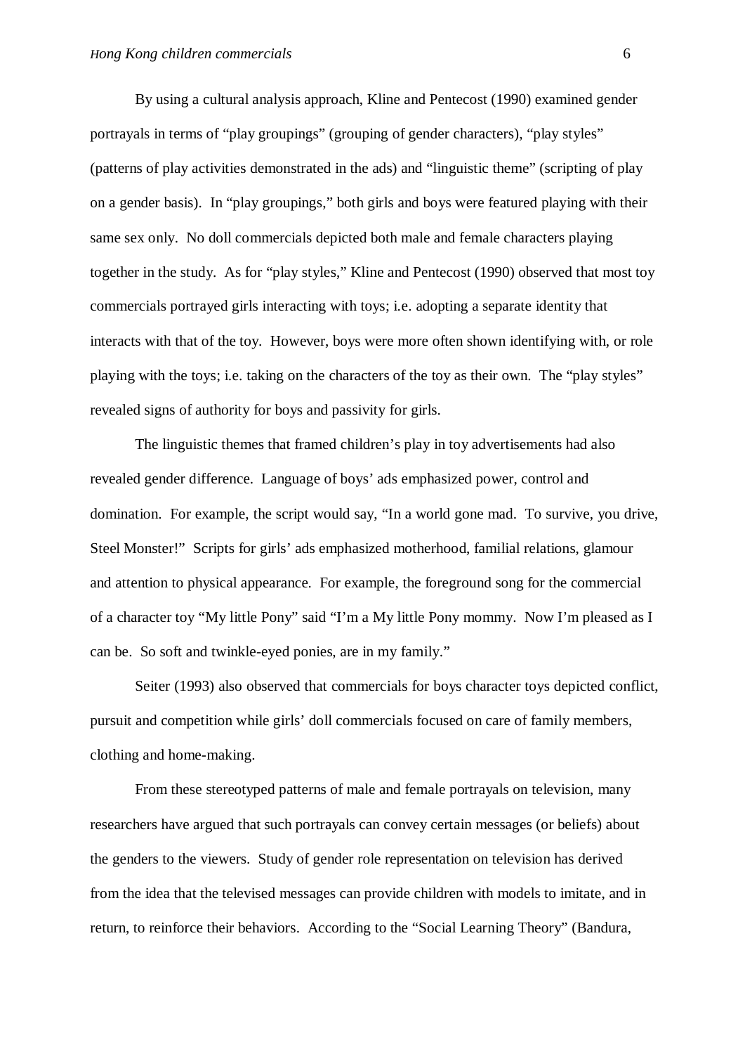By using a cultural analysis approach, Kline and Pentecost (1990) examined gender portrayals in terms of "play groupings" (grouping of gender characters), "play styles" (patterns of play activities demonstrated in the ads) and "linguistic theme" (scripting of play on a gender basis). In "play groupings," both girls and boys were featured playing with their same sex only. No doll commercials depicted both male and female characters playing together in the study. As for "play styles," Kline and Pentecost (1990) observed that most toy commercials portrayed girls interacting with toys; i.e. adopting a separate identity that interacts with that of the toy. However, boys were more often shown identifying with, or role playing with the toys; i.e. taking on the characters of the toy as their own. The "play styles" revealed signs of authority for boys and passivity for girls.

The linguistic themes that framed children's play in toy advertisements had also revealed gender difference. Language of boys' ads emphasized power, control and domination. For example, the script would say, "In a world gone mad. To survive, you drive, Steel Monster!" Scripts for girls' ads emphasized motherhood, familial relations, glamour and attention to physical appearance. For example, the foreground song for the commercial of a character toy "My little Pony" said "I'm a My little Pony mommy. Now I'm pleased as I can be. So soft and twinkle-eyed ponies, are in my family."

Seiter (1993) also observed that commercials for boys character toys depicted conflict, pursuit and competition while girls' doll commercials focused on care of family members, clothing and home-making.

From these stereotyped patterns of male and female portrayals on television, many researchers have argued that such portrayals can convey certain messages (or beliefs) about the genders to the viewers. Study of gender role representation on television has derived from the idea that the televised messages can provide children with models to imitate, and in return, to reinforce their behaviors. According to the "Social Learning Theory" (Bandura,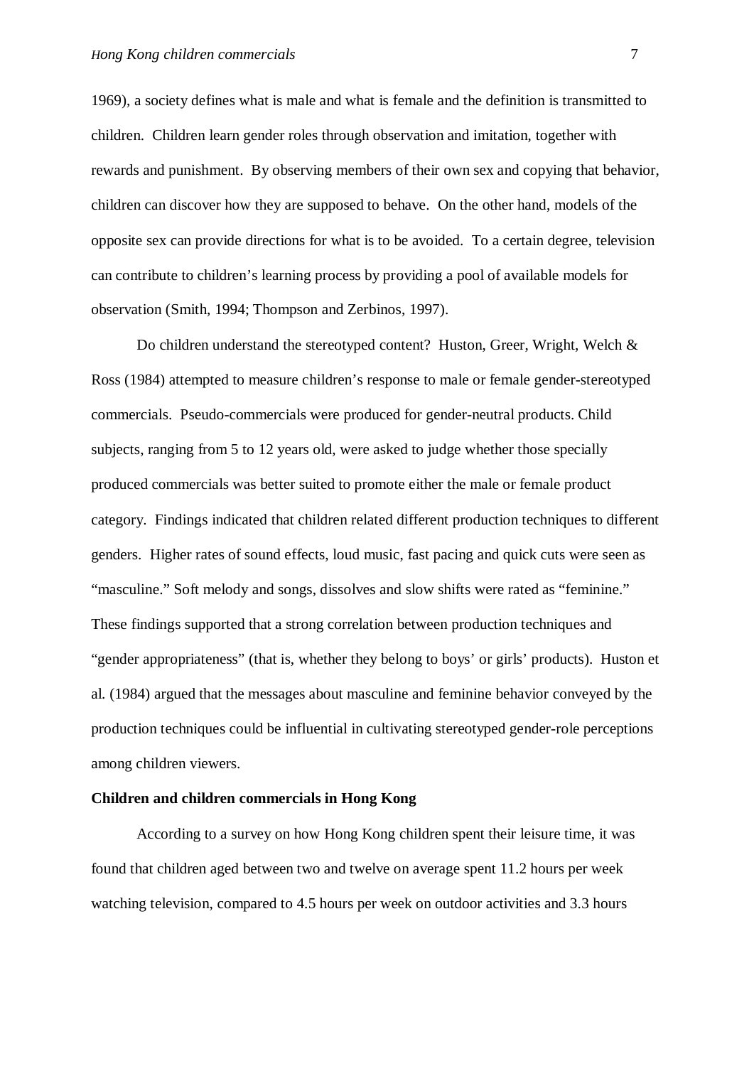1969), a society defines what is male and what is female and the definition is transmitted to children. Children learn gender roles through observation and imitation, together with rewards and punishment. By observing members of their own sex and copying that behavior, children can discover how they are supposed to behave. On the other hand, models of the opposite sex can provide directions for what is to be avoided. To a certain degree, television can contribute to children's learning process by providing a pool of available models for observation (Smith, 1994; Thompson and Zerbinos, 1997).

Do children understand the stereotyped content? Huston, Greer, Wright, Welch & Ross (1984) attempted to measure children's response to male or female gender-stereotyped commercials. Pseudo-commercials were produced for gender-neutral products. Child subjects, ranging from 5 to 12 years old, were asked to judge whether those specially produced commercials was better suited to promote either the male or female product category. Findings indicated that children related different production techniques to different genders. Higher rates of sound effects, loud music, fast pacing and quick cuts were seen as "masculine." Soft melody and songs, dissolves and slow shifts were rated as "feminine." These findings supported that a strong correlation between production techniques and "gender appropriateness" (that is, whether they belong to boys' or girls' products). Huston et al. (1984) argued that the messages about masculine and feminine behavior conveyed by the production techniques could be influential in cultivating stereotyped gender-role perceptions among children viewers.

**Children and children commercials in Hong Kong**

According to a survey on how Hong Kong children spent their leisure time, it was found that children aged between two and twelve on average spent 11.2 hours per week watching television, compared to 4.5 hours per week on outdoor activities and 3.3 hours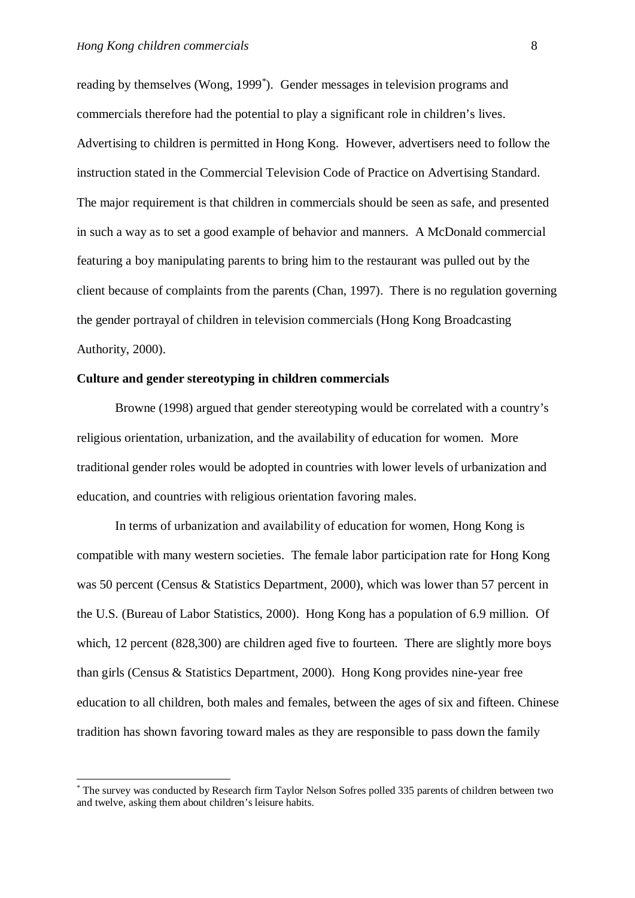reading by themselves (Wong, 1999*). Gender messages in television programs and commercials therefore had the potential to play a significant role in children's lives. Advertising to children is permitted in Hong Kong. However, advertisers need to follow the instruction stated in the Commercial Television Code of Practice on Advertising Standard. The major requirement is that children in commercials should be seen as safe, and presented in such a way as to set a good example of behavior and manners. A McDonald commercial featuring a boy manipulating parents to bring him to the restaurant was pulled out by the client because of complaints from the parents (Chan, 1997). There is no regulation governing the gender portrayal of children in television commercials (Hong Kong Broadcasting Authority, 2000).

**Culture and gender stereotyping in children commercials**

Browne (1998) argued that gender stereotyping would be correlated with a country's religious orientation, urbanization, and the availability of education for women. More traditional gender roles would be adopted in countries with lower levels of urbanization and education, and countries with religious orientation favoring males.

In terms of urbanization and availability of education for women, Hong Kong is compatible with many western societies. The female labor participation rate for Hong Kong was 50 percent (Census & Statistics Department, 2000), which was lower than 57 percent in the U.S. (Bureau of Labor Statistics, 2000). Hong Kong has a population of 6.9 million. Of which, 12 percent (828,300) are children aged five to fourteen. There are slightly more boys than girls (Census & Statistics Department, 2000). Hong Kong provides nine-year free education to all children, both males and females, between the ages of six and fifteen. Chinese tradition has shown favoring toward males as they are responsible to pass down the family

* The survey was conducted by Research firm Taylor Nelson Sofres polled 335 parents of children between two and twelve, asking them about children's leisure habits.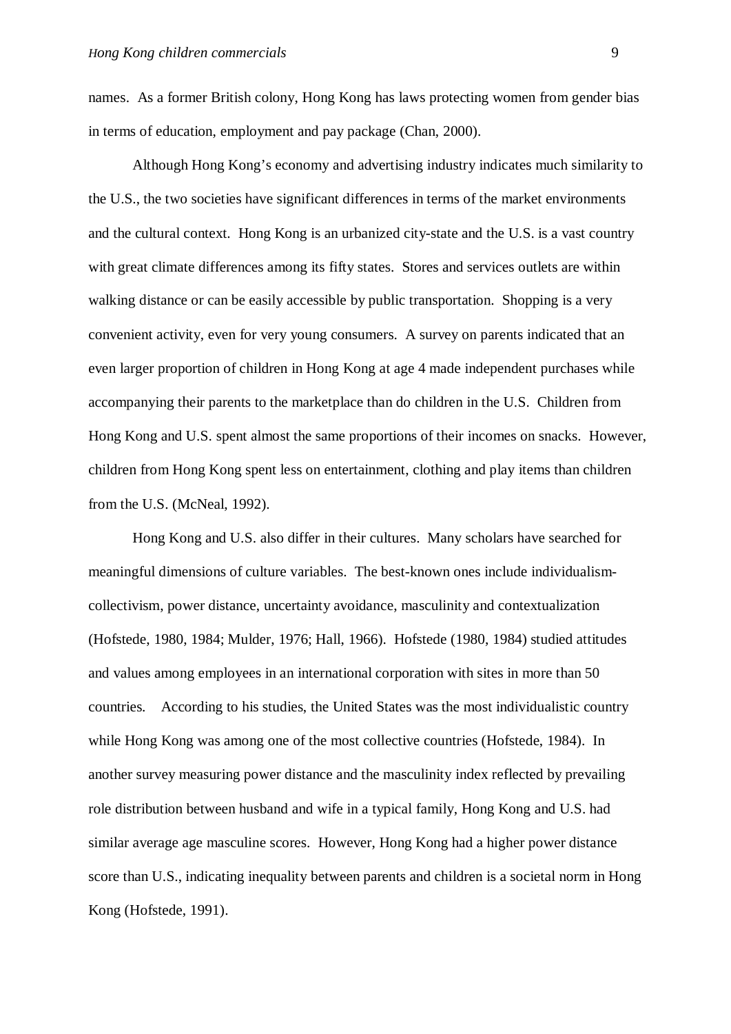names. As a former British colony, Hong Kong has laws protecting women from gender bias in terms of education, employment and pay package (Chan, 2000).

Although Hong Kong's economy and advertising industry indicates much similarity to the U.S., the two societies have significant differences in terms of the market environments and the cultural context. Hong Kong is an urbanized city-state and the U.S. is a vast country with great climate differences among its fifty states. Stores and services outlets are within walking distance or can be easily accessible by public transportation. Shopping is a very convenient activity, even for very young consumers. A survey on parents indicated that an even larger proportion of children in Hong Kong at age 4 made independent purchases while accompanying their parents to the marketplace than do children in the U.S. Children from Hong Kong and U.S. spent almost the same proportions of their incomes on snacks. However, children from Hong Kong spent less on entertainment, clothing and play items than children from the U.S. (McNeal, 1992).

Hong Kong and U.S. also differ in their cultures. Many scholars have searched for meaningful dimensions of culture variables. The best-known ones include individualism-collectivism, power distance, uncertainty avoidance, masculinity and contextualization (Hofstede, 1980, 1984; Mulder, 1976; Hall, 1966). Hofstede (1980, 1984) studied attitudes and values among employees in an international corporation with sites in more than 50 countries. According to his studies, the United States was the most individualistic country while Hong Kong was among one of the most collective countries (Hofstede, 1984). In another survey measuring power distance and the masculinity index reflected by prevailing role distribution between husband and wife in a typical family, Hong Kong and U.S. had similar average age masculine scores. However, Hong Kong had a higher power distance score than U.S., indicating inequality between parents and children is a societal norm in Hong Kong (Hofstede, 1991).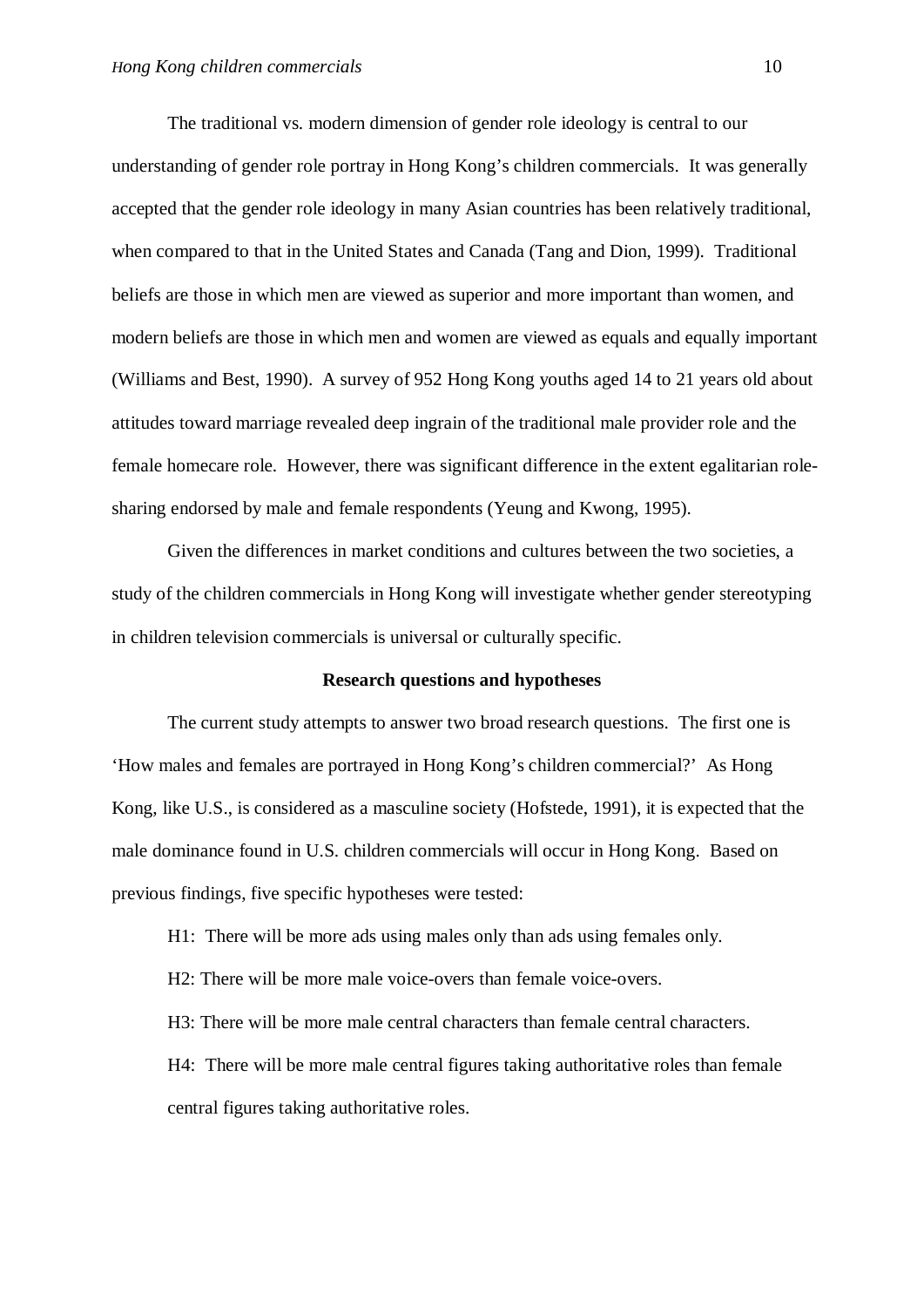The traditional vs. modern dimension of gender role ideology is central to our understanding of gender role portray in Hong Kong's children commercials. It was generally accepted that the gender role ideology in many Asian countries has been relatively traditional, when compared to that in the United States and Canada (Tang and Dion, 1999). Traditional beliefs are those in which men are viewed as superior and more important than women, and modern beliefs are those in which men and women are viewed as equals and equally important (Williams and Best, 1990). A survey of 952 Hong Kong youths aged 14 to 21 years old about attitudes toward marriage revealed deep ingrain of the traditional male provider role and the female homecare role. However, there was significant difference in the extent egalitarian role-sharing endorsed by male and female respondents (Yeung and Kwong, 1995).

Given the differences in market conditions and cultures between the two societies, a study of the children commercials in Hong Kong will investigate whether gender stereotyping in children television commercials is universal or culturally specific.

## Research questions and hypotheses

The current study attempts to answer two broad research questions. The first one is 'How males and females are portrayed in Hong Kong's children commercial?' As Hong Kong, like U.S., is considered as a masculine society (Hofstede, 1991), it is expected that the male dominance found in U.S. children commercials will occur in Hong Kong. Based on previous findings, five specific hypotheses were tested:

H1: There will be more ads using males only than ads using females only.

H2: There will be more male voice-overs than female voice-overs.

H3: There will be more male central characters than female central characters.

H4: There will be more male central figures taking authoritative roles than female central figures taking authoritative roles.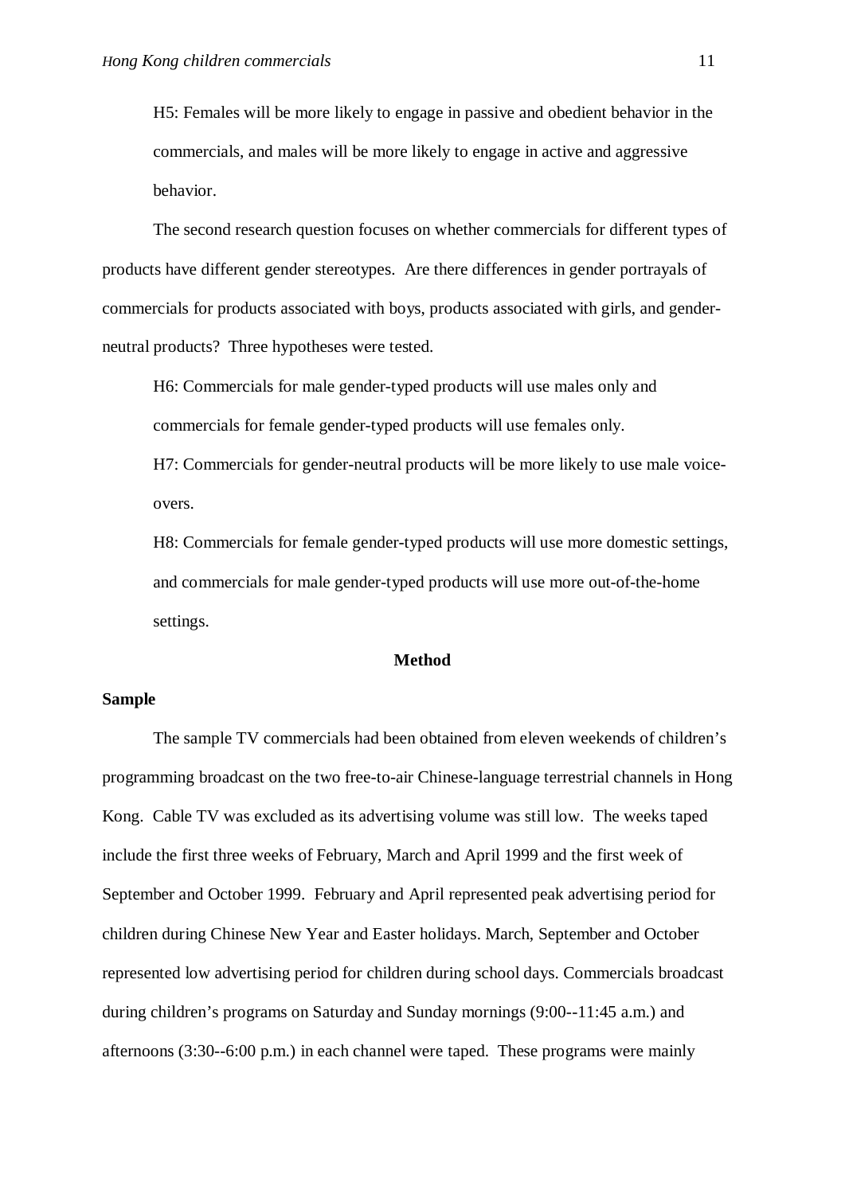H5: Females will be more likely to engage in passive and obedient behavior in the commercials, and males will be more likely to engage in active and aggressive behavior.

The second research question focuses on whether commercials for different types of products have different gender stereotypes. Are there differences in gender portrayals of commercials for products associated with boys, products associated with girls, and gender-neutral products? Three hypotheses were tested.

H6: Commercials for male gender-typed products will use males only and commercials for female gender-typed products will use females only.

H7: Commercials for gender-neutral products will be more likely to use male voice-overs.

H8: Commercials for female gender-typed products will use more domestic settings, and commercials for male gender-typed products will use more out-of-the-home settings.

## Method

### Sample

The sample TV commercials had been obtained from eleven weekends of children's programming broadcast on the two free-to-air Chinese-language terrestrial channels in Hong Kong. Cable TV was excluded as its advertising volume was still low. The weeks taped include the first three weeks of February, March and April 1999 and the first week of September and October 1999. February and April represented peak advertising period for children during Chinese New Year and Easter holidays. March, September and October represented low advertising period for children during school days. Commercials broadcast during children's programs on Saturday and Sunday mornings (9:00--11:45 a.m.) and afternoons (3:30--6:00 p.m.) in each channel were taped. These programs were mainly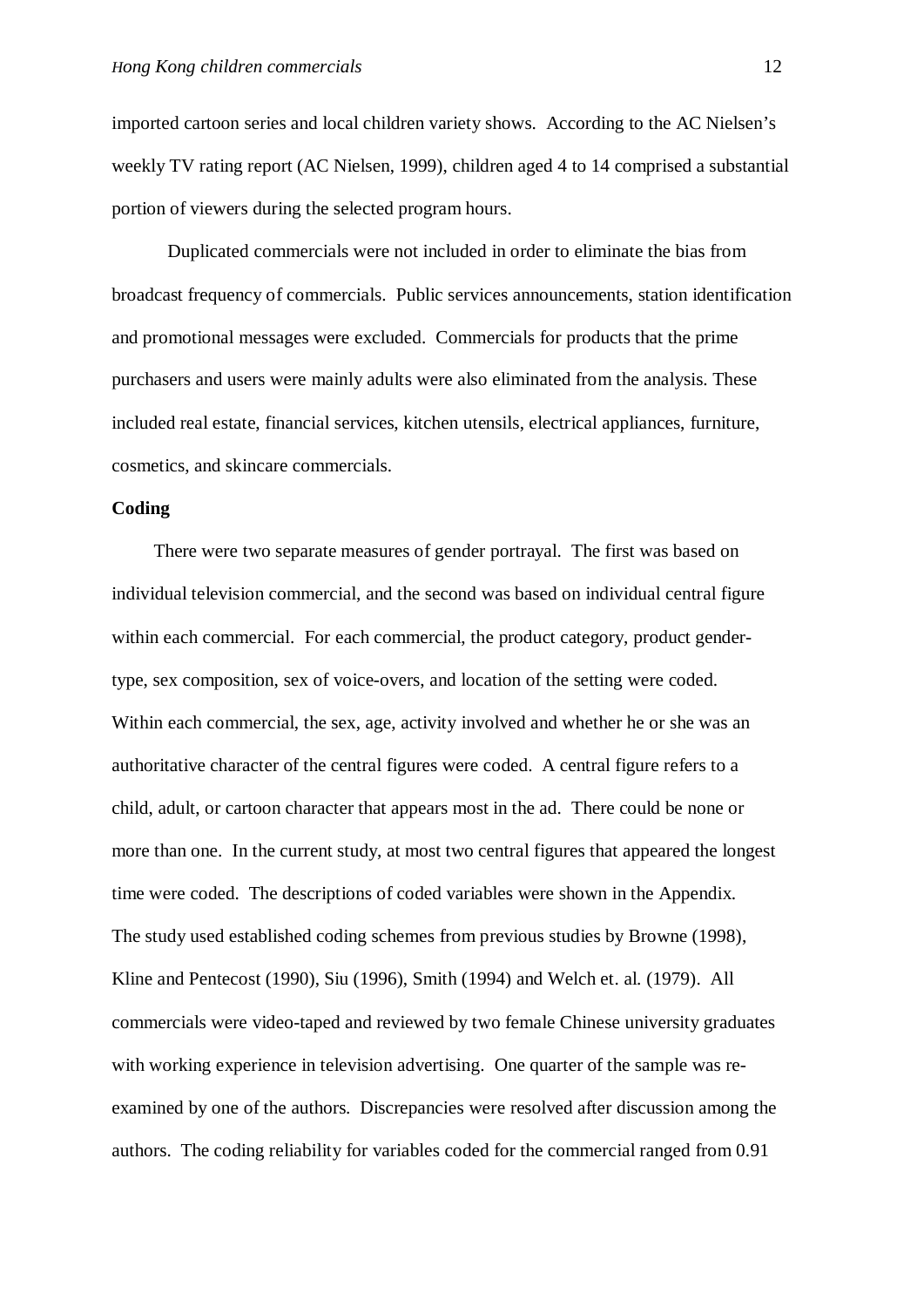imported cartoon series and local children variety shows. According to the AC Nielsen's weekly TV rating report (AC Nielsen, 1999), children aged 4 to 14 comprised a substantial portion of viewers during the selected program hours.

Duplicated commercials were not included in order to eliminate the bias from broadcast frequency of commercials. Public services announcements, station identification and promotional messages were excluded. Commercials for products that the prime purchasers and users were mainly adults were also eliminated from the analysis. These included real estate, financial services, kitchen utensils, electrical appliances, furniture, cosmetics, and skincare commercials.

**Coding**

There were two separate measures of gender portrayal. The first was based on individual television commercial, and the second was based on individual central figure within each commercial. For each commercial, the product category, product gender-type, sex composition, sex of voice-overs, and location of the setting were coded. Within each commercial, the sex, age, activity involved and whether he or she was an authoritative character of the central figures were coded. A central figure refers to a child, adult, or cartoon character that appears most in the ad. There could be none or more than one. In the current study, at most two central figures that appeared the longest time were coded. The descriptions of coded variables were shown in the Appendix. The study used established coding schemes from previous studies by Browne (1998), Kline and Pentecost (1990), Siu (1996), Smith (1994) and Welch et. al. (1979). All commercials were video-taped and reviewed by two female Chinese university graduates with working experience in television advertising. One quarter of the sample was re-examined by one of the authors. Discrepancies were resolved after discussion among the authors. The coding reliability for variables coded for the commercial ranged from 0.91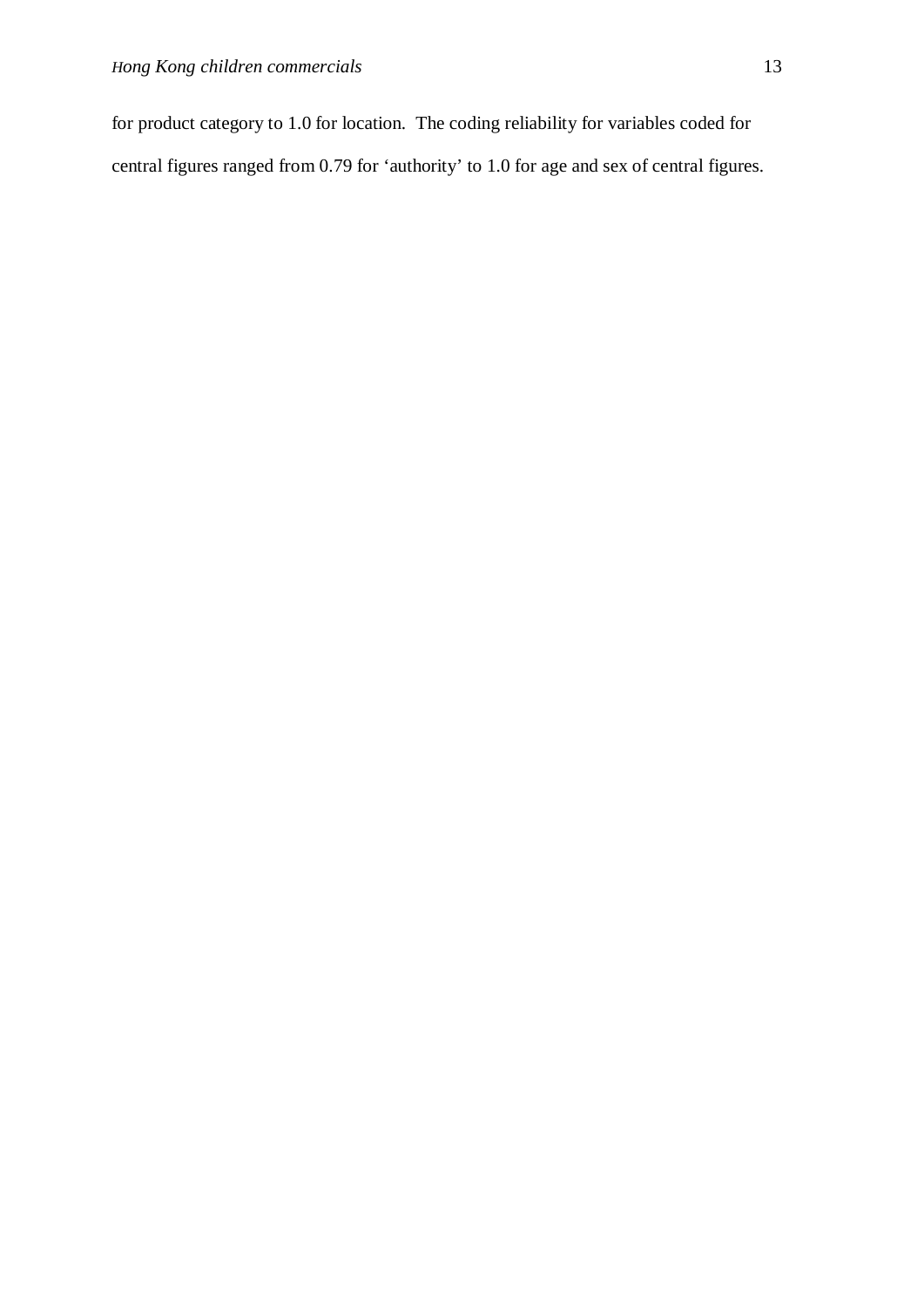for product category to 1.0 for location. The coding reliability for variables coded for central figures ranged from 0.79 for 'authority' to 1.0 for age and sex of central figures.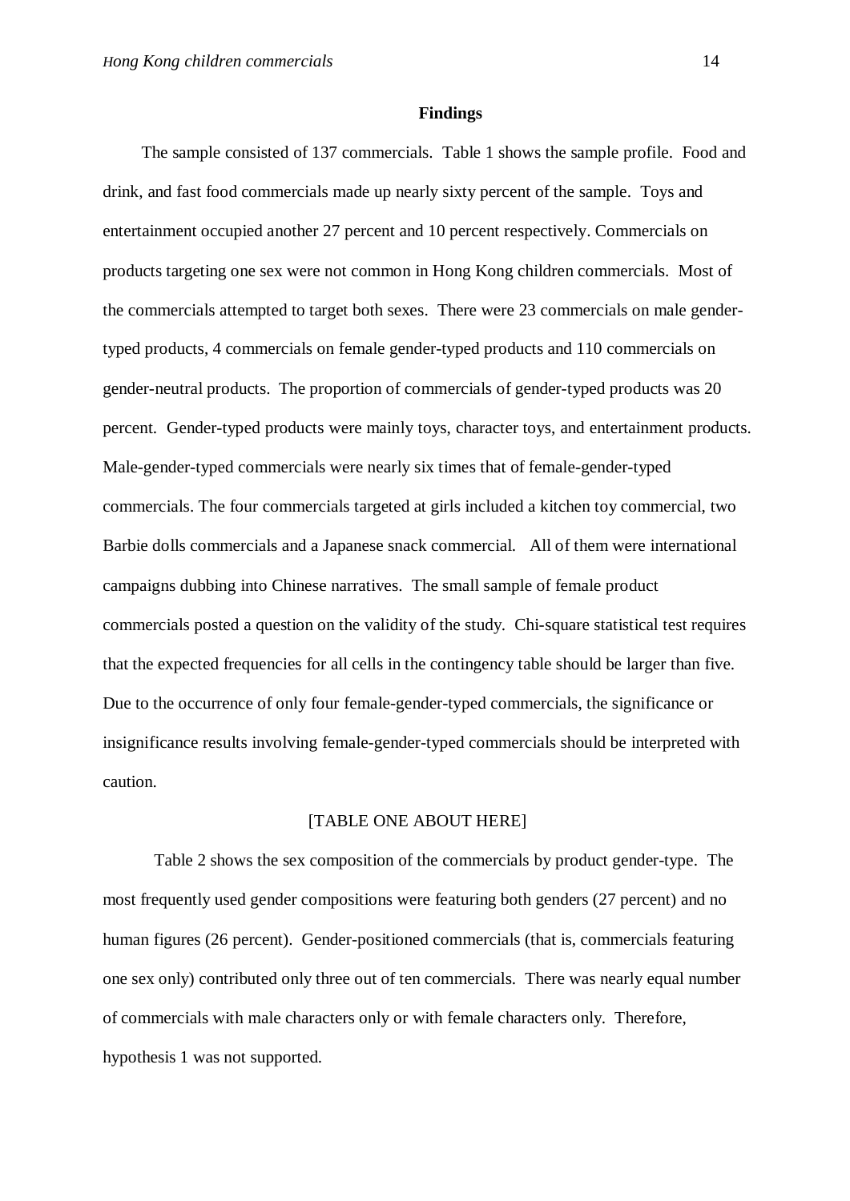## Findings

The sample consisted of 137 commercials. Table 1 shows the sample profile. Food and drink, and fast food commercials made up nearly sixty percent of the sample. Toys and entertainment occupied another 27 percent and 10 percent respectively. Commercials on products targeting one sex were not common in Hong Kong children commercials. Most of the commercials attempted to target both sexes. There were 23 commercials on male gender-typed products, 4 commercials on female gender-typed products and 110 commercials on gender-neutral products. The proportion of commercials of gender-typed products was 20 percent. Gender-typed products were mainly toys, character toys, and entertainment products. Male-gender-typed commercials were nearly six times that of female-gender-typed commercials. The four commercials targeted at girls included a kitchen toy commercial, two Barbie dolls commercials and a Japanese snack commercial. All of them were international campaigns dubbing into Chinese narratives. The small sample of female product commercials posted a question on the validity of the study. Chi-square statistical test requires that the expected frequencies for all cells in the contingency table should be larger than five. Due to the occurrence of only four female-gender-typed commercials, the significance or insignificance results involving female-gender-typed commercials should be interpreted with caution.

[TABLE ONE ABOUT HERE]

Table 2 shows the sex composition of the commercials by product gender-type. The most frequently used gender compositions were featuring both genders (27 percent) and no human figures (26 percent). Gender-positioned commercials (that is, commercials featuring one sex only) contributed only three out of ten commercials. There was nearly equal number of commercials with male characters only or with female characters only. Therefore, hypothesis 1 was not supported.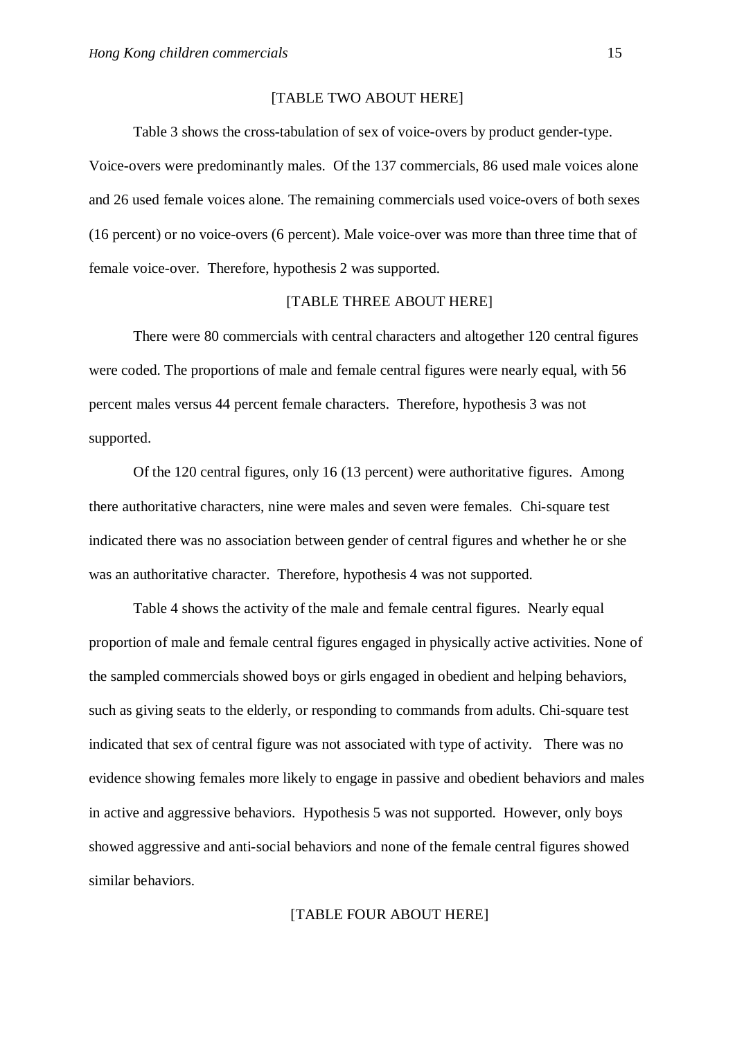[TABLE TWO ABOUT HERE]

Table 3 shows the cross-tabulation of sex of voice-overs by product gender-type. Voice-overs were predominantly males. Of the 137 commercials, 86 used male voices alone and 26 used female voices alone. The remaining commercials used voice-overs of both sexes (16 percent) or no voice-overs (6 percent). Male voice-over was more than three time that of female voice-over. Therefore, hypothesis 2 was supported.

[TABLE THREE ABOUT HERE]

There were 80 commercials with central characters and altogether 120 central figures were coded. The proportions of male and female central figures were nearly equal, with 56 percent males versus 44 percent female characters. Therefore, hypothesis 3 was not supported.

Of the 120 central figures, only 16 (13 percent) were authoritative figures. Among there authoritative characters, nine were males and seven were females. Chi-square test indicated there was no association between gender of central figures and whether he or she was an authoritative character. Therefore, hypothesis 4 was not supported.

Table 4 shows the activity of the male and female central figures. Nearly equal proportion of male and female central figures engaged in physically active activities. None of the sampled commercials showed boys or girls engaged in obedient and helping behaviors, such as giving seats to the elderly, or responding to commands from adults. Chi-square test indicated that sex of central figure was not associated with type of activity. There was no evidence showing females more likely to engage in passive and obedient behaviors and males in active and aggressive behaviors. Hypothesis 5 was not supported. However, only boys showed aggressive and anti-social behaviors and none of the female central figures showed similar behaviors.

[TABLE FOUR ABOUT HERE]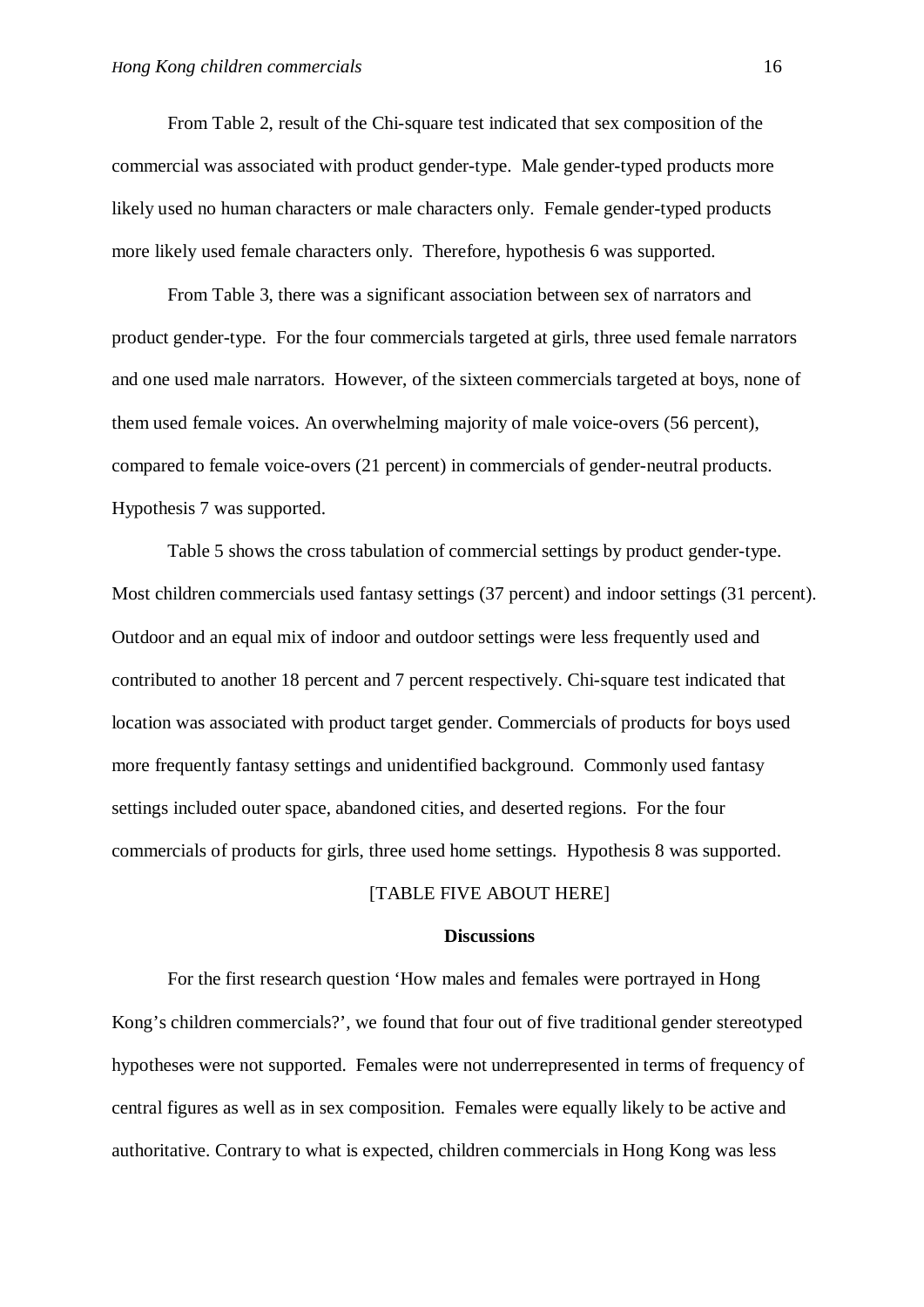From Table 2, result of the Chi-square test indicated that sex composition of the commercial was associated with product gender-type. Male gender-typed products more likely used no human characters or male characters only. Female gender-typed products more likely used female characters only. Therefore, hypothesis 6 was supported.

From Table 3, there was a significant association between sex of narrators and product gender-type. For the four commercials targeted at girls, three used female narrators and one used male narrators. However, of the sixteen commercials targeted at boys, none of them used female voices. An overwhelming majority of male voice-overs (56 percent), compared to female voice-overs (21 percent) in commercials of gender-neutral products. Hypothesis 7 was supported.

Table 5 shows the cross tabulation of commercial settings by product gender-type. Most children commercials used fantasy settings (37 percent) and indoor settings (31 percent). Outdoor and an equal mix of indoor and outdoor settings were less frequently used and contributed to another 18 percent and 7 percent respectively. Chi-square test indicated that location was associated with product target gender. Commercials of products for boys used more frequently fantasy settings and unidentified background. Commonly used fantasy settings included outer space, abandoned cities, and deserted regions. For the four commercials of products for girls, three used home settings. Hypothesis 8 was supported.

[TABLE FIVE ABOUT HERE]

**Discussions**

For the first research question 'How males and females were portrayed in Hong Kong's children commercials?', we found that four out of five traditional gender stereotyped hypotheses were not supported. Females were not underrepresented in terms of frequency of central figures as well as in sex composition. Females were equally likely to be active and authoritative. Contrary to what is expected, children commercials in Hong Kong was less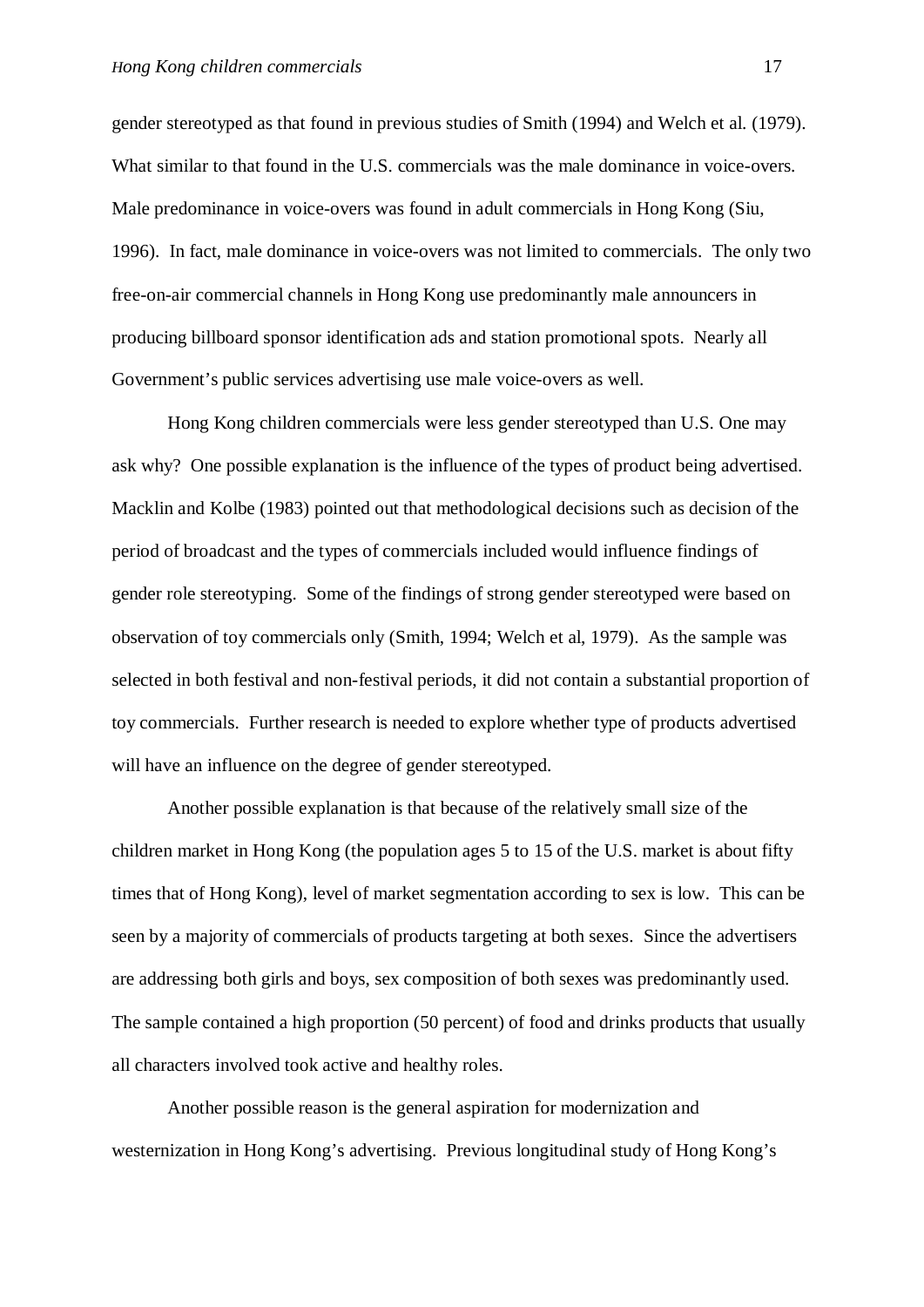gender stereotyped as that found in previous studies of Smith (1994) and Welch et al. (1979). What similar to that found in the U.S. commercials was the male dominance in voice-overs. Male predominance in voice-overs was found in adult commercials in Hong Kong (Siu, 1996). In fact, male dominance in voice-overs was not limited to commercials. The only two free-on-air commercial channels in Hong Kong use predominantly male announcers in producing billboard sponsor identification ads and station promotional spots. Nearly all Government's public services advertising use male voice-overs as well.

Hong Kong children commercials were less gender stereotyped than U.S. One may ask why? One possible explanation is the influence of the types of product being advertised. Macklin and Kolbe (1983) pointed out that methodological decisions such as decision of the period of broadcast and the types of commercials included would influence findings of gender role stereotyping. Some of the findings of strong gender stereotyped were based on observation of toy commercials only (Smith, 1994; Welch et al, 1979). As the sample was selected in both festival and non-festival periods, it did not contain a substantial proportion of toy commercials. Further research is needed to explore whether type of products advertised will have an influence on the degree of gender stereotyped.

Another possible explanation is that because of the relatively small size of the children market in Hong Kong (the population ages 5 to 15 of the U.S. market is about fifty times that of Hong Kong), level of market segmentation according to sex is low. This can be seen by a majority of commercials of products targeting at both sexes. Since the advertisers are addressing both girls and boys, sex composition of both sexes was predominantly used. The sample contained a high proportion (50 percent) of food and drinks products that usually all characters involved took active and healthy roles.

Another possible reason is the general aspiration for modernization and westernization in Hong Kong's advertising. Previous longitudinal study of Hong Kong's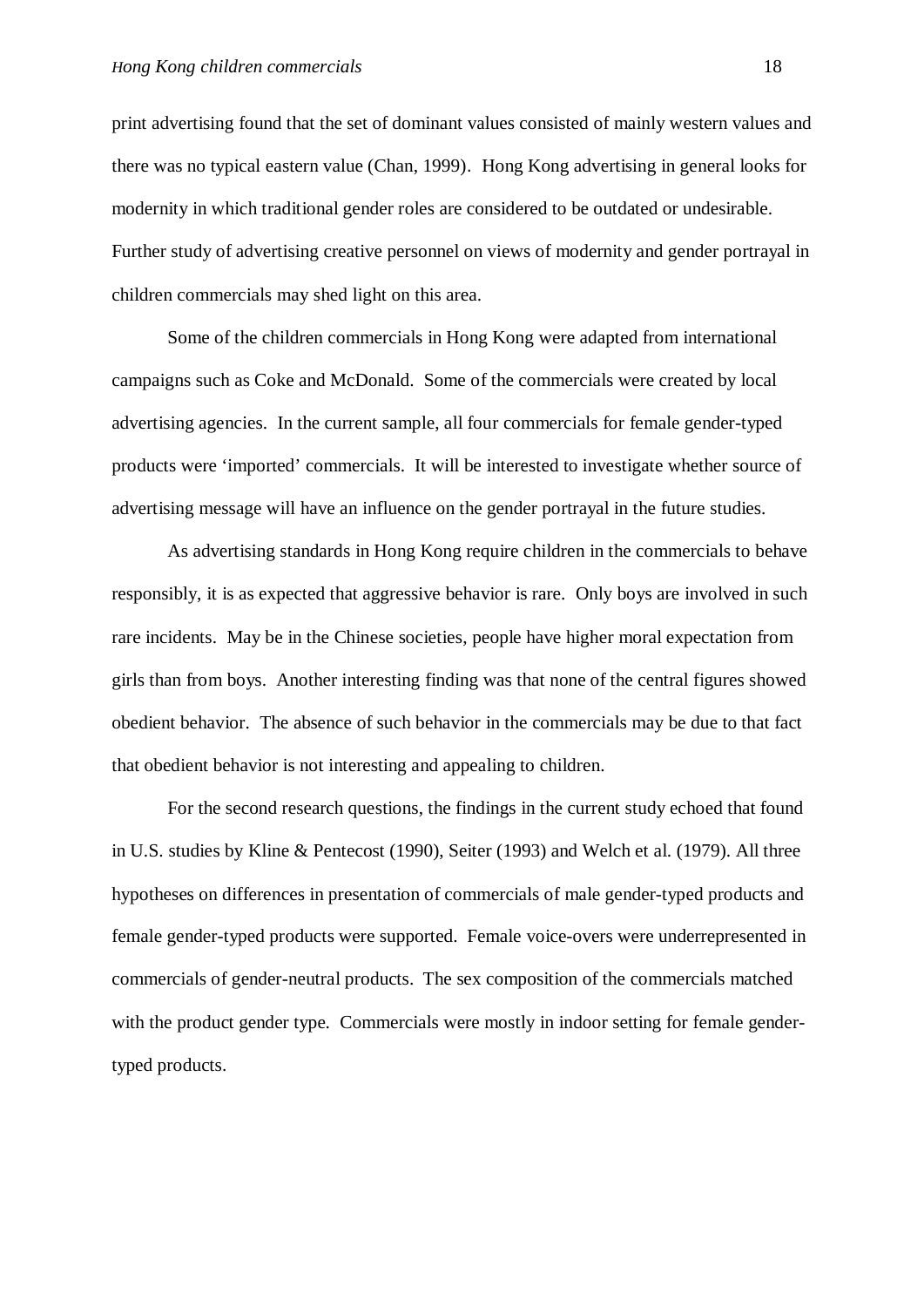print advertising found that the set of dominant values consisted of mainly western values and there was no typical eastern value (Chan, 1999). Hong Kong advertising in general looks for modernity in which traditional gender roles are considered to be outdated or undesirable. Further study of advertising creative personnel on views of modernity and gender portrayal in children commercials may shed light on this area.

Some of the children commercials in Hong Kong were adapted from international campaigns such as Coke and McDonald. Some of the commercials were created by local advertising agencies. In the current sample, all four commercials for female gender-typed products were 'imported' commercials. It will be interested to investigate whether source of advertising message will have an influence on the gender portrayal in the future studies.

As advertising standards in Hong Kong require children in the commercials to behave responsibly, it is as expected that aggressive behavior is rare. Only boys are involved in such rare incidents. May be in the Chinese societies, people have higher moral expectation from girls than from boys. Another interesting finding was that none of the central figures showed obedient behavior. The absence of such behavior in the commercials may be due to that fact that obedient behavior is not interesting and appealing to children.

For the second research questions, the findings in the current study echoed that found in U.S. studies by Kline & Pentecost (1990), Seiter (1993) and Welch et al. (1979). All three hypotheses on differences in presentation of commercials of male gender-typed products and female gender-typed products were supported. Female voice-overs were underrepresented in commercials of gender-neutral products. The sex composition of the commercials matched with the product gender type. Commercials were mostly in indoor setting for female gender-typed products.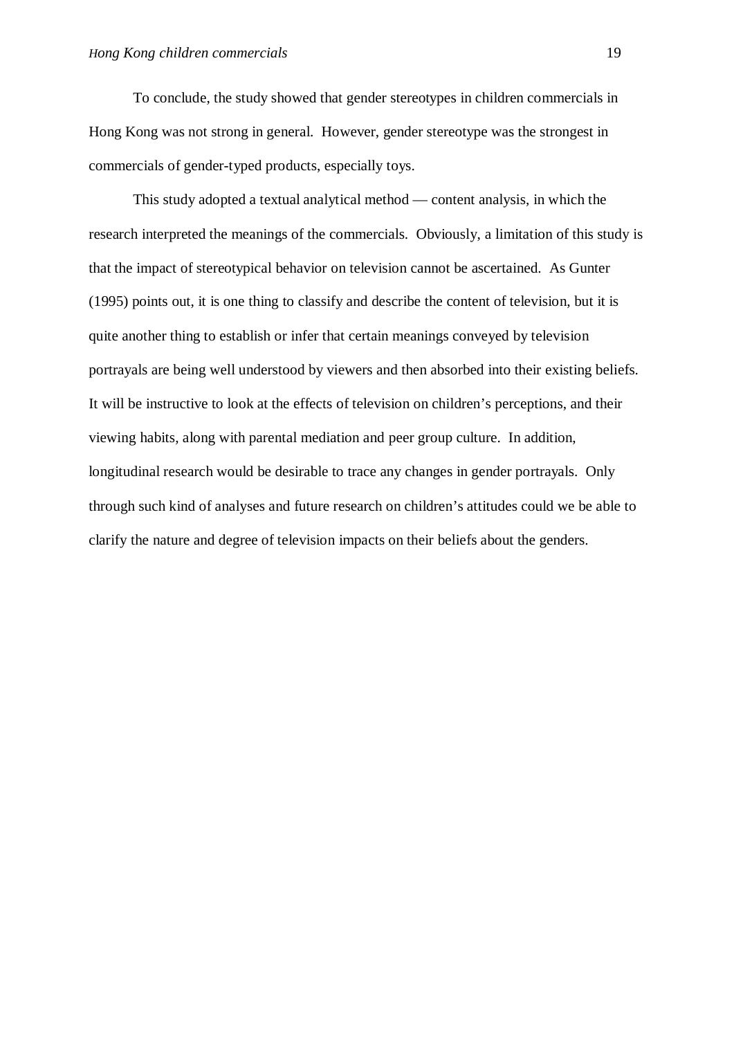To conclude, the study showed that gender stereotypes in children commercials in Hong Kong was not strong in general. However, gender stereotype was the strongest in commercials of gender-typed products, especially toys.

This study adopted a textual analytical method — content analysis, in which the research interpreted the meanings of the commercials. Obviously, a limitation of this study is that the impact of stereotypical behavior on television cannot be ascertained. As Gunter (1995) points out, it is one thing to classify and describe the content of television, but it is quite another thing to establish or infer that certain meanings conveyed by television portrayals are being well understood by viewers and then absorbed into their existing beliefs. It will be instructive to look at the effects of television on children's perceptions, and their viewing habits, along with parental mediation and peer group culture. In addition, longitudinal research would be desirable to trace any changes in gender portrayals. Only through such kind of analyses and future research on children's attitudes could we be able to clarify the nature and degree of television impacts on their beliefs about the genders.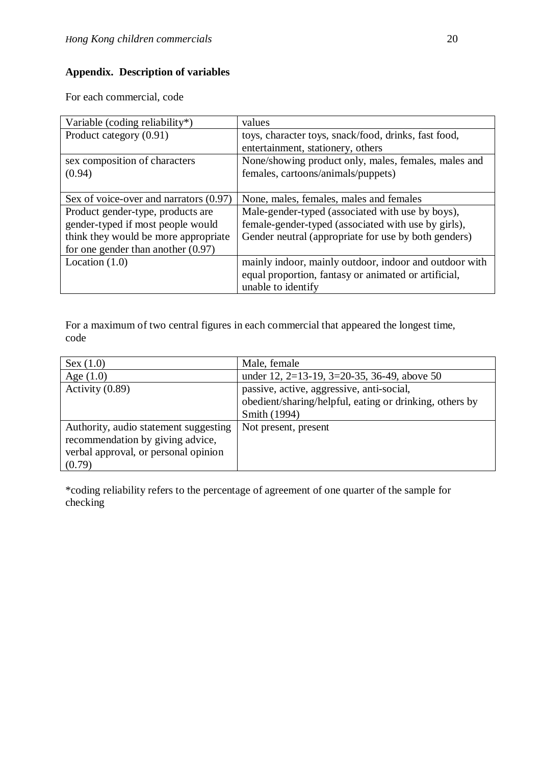**Appendix. Description of variables**

For each commercial, code

| Variable (coding reliability*) | values |
|---|---|
| Product category (0.91) | toys, character toys, snack/food, drinks, fast food, entertainment, stationery, others |
| sex composition of characters (0.94) | None/showing product only, males, females, males and females, cartoons/animals/puppets) |
| Sex of voice-over and narrators (0.97) | None, males, females, males and females |
| Product gender-type, products are gender-typed if most people would think they would be more appropriate for one gender than another (0.97) | Male-gender-typed (associated with use by boys), female-gender-typed (associated with use by girls), Gender neutral (appropriate for use by both genders) |
| Location (1.0) | mainly indoor, mainly outdoor, indoor and outdoor with equal proportion, fantasy or animated or artificial, unable to identify |

For a maximum of two central figures in each commercial that appeared the longest time, code

| Sex (1.0) | Male, female |
|---|---|
| Age (1.0) | under 12, 2=13-19, 3=20-35, 36-49, above 50 |
| Activity (0.89) | passive, active, aggressive, anti-social, obedient/sharing/helpful, eating or drinking, others by Smith (1994) |
| Authority, audio statement suggesting recommendation by giving advice, verbal approval, or personal opinion (0.79) | Not present, present |

*coding reliability refers to the percentage of agreement of one quarter of the sample for checking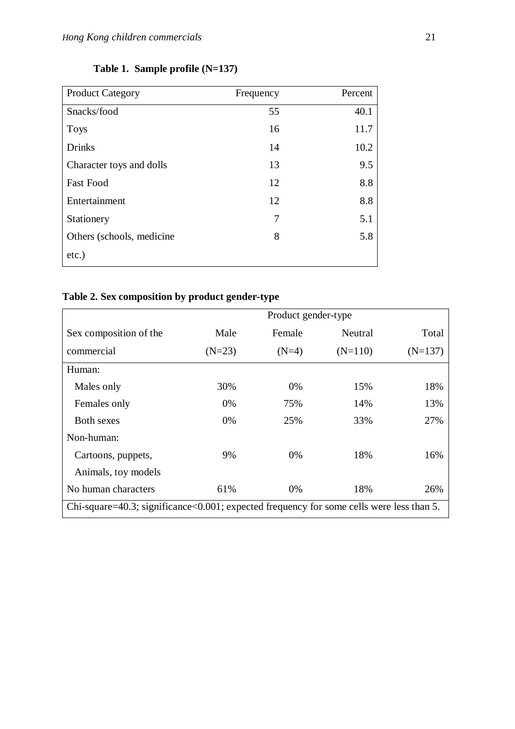**Table 1. Sample profile (N=137)**

| Product Category | Frequency | Percent |
|---|---|---|
| Snacks/food | 55 | 40.1 |
| Toys | 16 | 11.7 |
| Drinks | 14 | 10.2 |
| Character toys and dolls | 13 | 9.5 |
| Fast Food | 12 | 8.8 |
| Entertainment | 12 | 8.8 |
| Stationery | 7 | 5.1 |
| Others (schools, medicine etc.) | 8 | 5.8 |

**Table 2. Sex composition by product gender-type**

| | Product gender-type | | | |
|---|---|---|---|---|
| Sex composition of the commercial | Male (N=23) | Female (N=4) | Neutral (N=110) | Total (N=137) |
| Human: | | | | |
| Males only | 30% | 0% | 15% | 18% |
| Females only | 0% | 75% | 14% | 13% |
| Both sexes | 0% | 25% | 33% | 27% |
| Non-human: | | | | |
| Cartoons, puppets, Animals, toy models | 9% | 0% | 18% | 16% |
| No human characters | 61% | 0% | 18% | 26% |

Chi-square=40.3; significance<0.001; expected frequency for some cells were less than 5.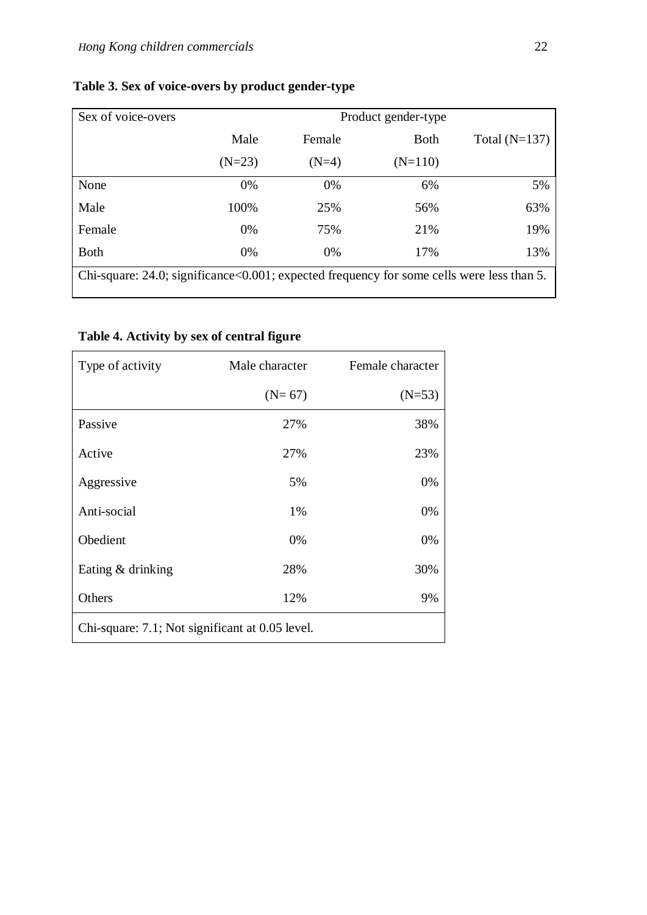**Table 3. Sex of voice-overs by product gender-type**

| Sex of voice-overs | Product gender-type | | | |
|---|---|---|---|---|
| | Male (N=23) | Female (N=4) | Both (N=110) | Total (N=137) |
| None | 0% | 0% | 6% | 5% |
| Male | 100% | 25% | 56% | 63% |
| Female | 0% | 75% | 21% | 19% |
| Both | 0% | 0% | 17% | 13% |
| Chi-square: 24.0; significance<0.001; expected frequency for some cells were less than 5. | | | | |

**Table 4. Activity by sex of central figure**

| Type of activity | Male character (N= 67) | Female character (N=53) |
|---|---|---|
| Passive | 27% | 38% |
| Active | 27% | 23% |
| Aggressive | 5% | 0% |
| Anti-social | 1% | 0% |
| Obedient | 0% | 0% |
| Eating & drinking | 28% | 30% |
| Others | 12% | 9% |
| Chi-square: 7.1; Not significant at 0.05 level. | | |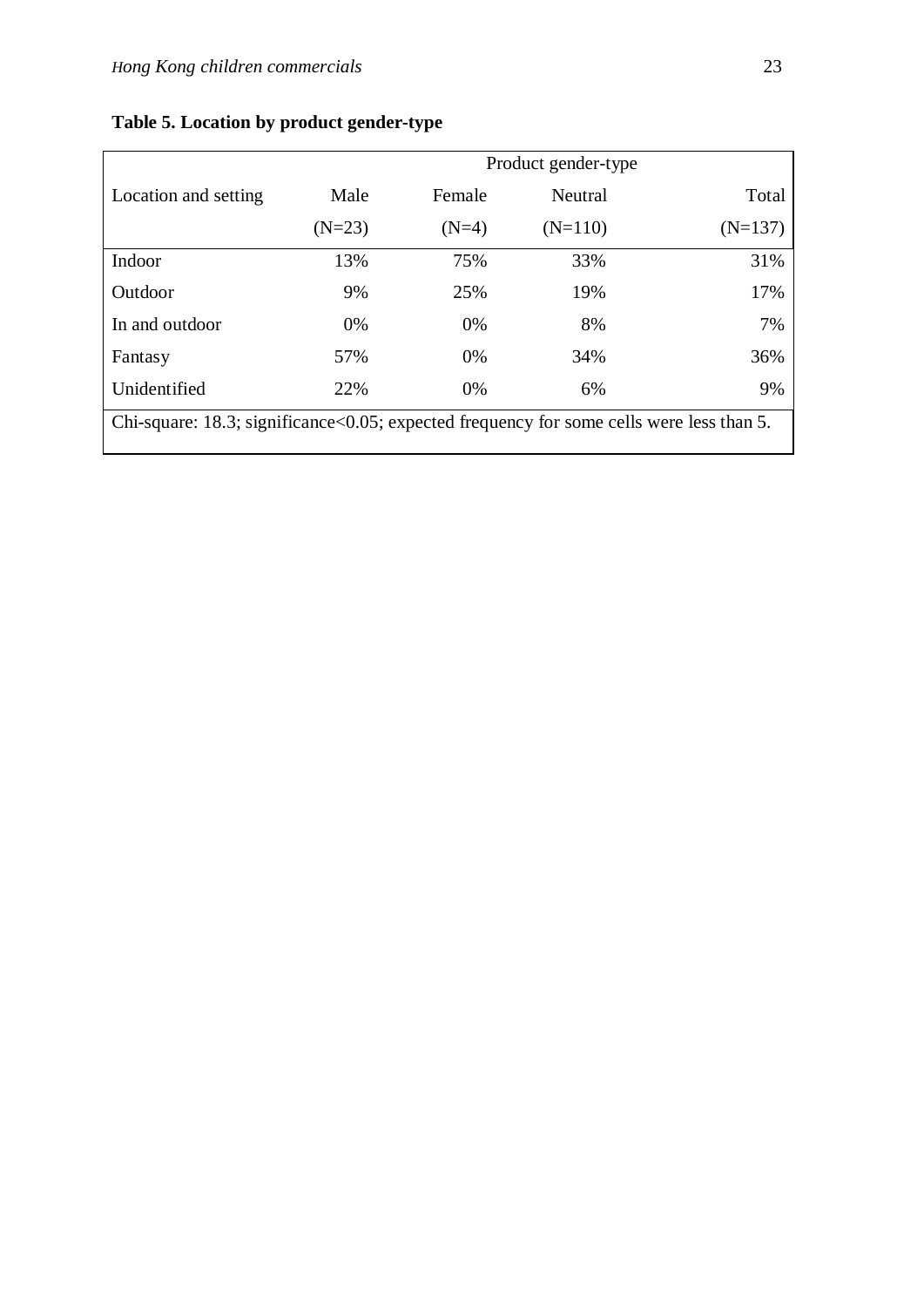**Table 5. Location by product gender-type**

| Location and setting | Product gender-type | | | |
|---|---|---|---|---|
| | Male (N=23) | Female (N=4) | Neutral (N=110) | Total (N=137) |
| Indoor | 13% | 75% | 33% | 31% |
| Outdoor | 9% | 25% | 19% | 17% |
| In and outdoor | 0% | 0% | 8% | 7% |
| Fantasy | 57% | 0% | 34% | 36% |
| Unidentified | 22% | 0% | 6% | 9% |

Chi-square: 18.3; significance<0.05; expected frequency for some cells were less than 5.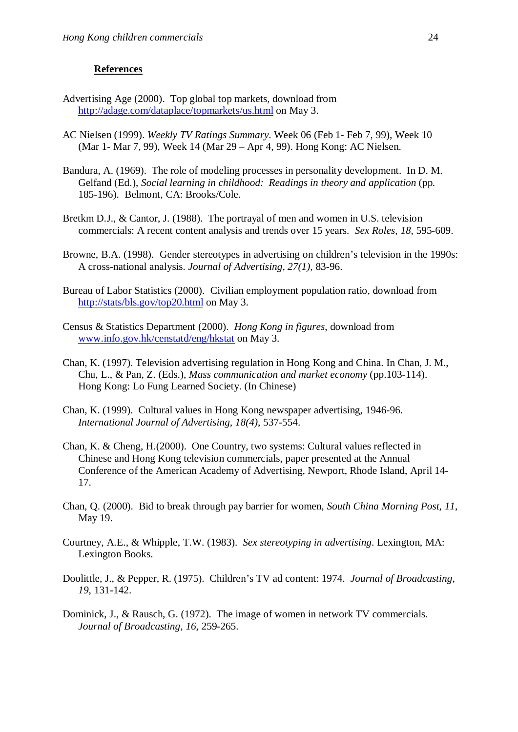## References

Advertising Age (2000). Top global top markets, download from http://adage.com/dataplace/topmarkets/us.html on May 3.

AC Nielsen (1999). *Weekly TV Ratings Summary*. Week 06 (Feb 1- Feb 7, 99), Week 10 (Mar 1- Mar 7, 99), Week 14 (Mar 29 – Apr 4, 99). Hong Kong: AC Nielsen.

Bandura, A. (1969). The role of modeling processes in personality development. In D. M. Gelfand (Ed.), *Social learning in childhood: Readings in theory and application* (pp. 185-196). Belmont, CA: Brooks/Cole.

Bretkm D.J., & Cantor, J. (1988). The portrayal of men and women in U.S. television commercials: A recent content analysis and trends over 15 years. *Sex Roles, 18*, 595-609.

Browne, B.A. (1998). Gender stereotypes in advertising on children's television in the 1990s: A cross-national analysis. *Journal of Advertising, 27(1)*, 83-96.

Bureau of Labor Statistics (2000). Civilian employment population ratio, download from http://stats/bls.gov/top20.html on May 3.

Census & Statistics Department (2000). *Hong Kong in figures,* download from www.info.gov.hk/censtatd/eng/hkstat on May 3.

Chan, K. (1997). Television advertising regulation in Hong Kong and China. In Chan, J. M., Chu, L., & Pan, Z. (Eds.), *Mass communication and market economy* (pp.103-114). Hong Kong: Lo Fung Learned Society. (In Chinese)

Chan, K. (1999). Cultural values in Hong Kong newspaper advertising, 1946-96. *International Journal of Advertising, 18(4)*, 537-554.

Chan, K. & Cheng, H.(2000). One Country, two systems: Cultural values reflected in Chinese and Hong Kong television commercials, paper presented at the Annual Conference of the American Academy of Advertising, Newport, Rhode Island, April 14-17.

Chan, Q. (2000). Bid to break through pay barrier for women, *South China Morning Post*, *11*, May 19.

Courtney, A.E., & Whipple, T.W. (1983). *Sex stereotyping in advertising*. Lexington, MA: Lexington Books.

Doolittle, J., & Pepper, R. (1975). Children's TV ad content: 1974. *Journal of Broadcasting*, *19*, 131-142.

Dominick, J., & Rausch, G. (1972). The image of women in network TV commercials. *Journal of Broadcasting, 16*, 259-265.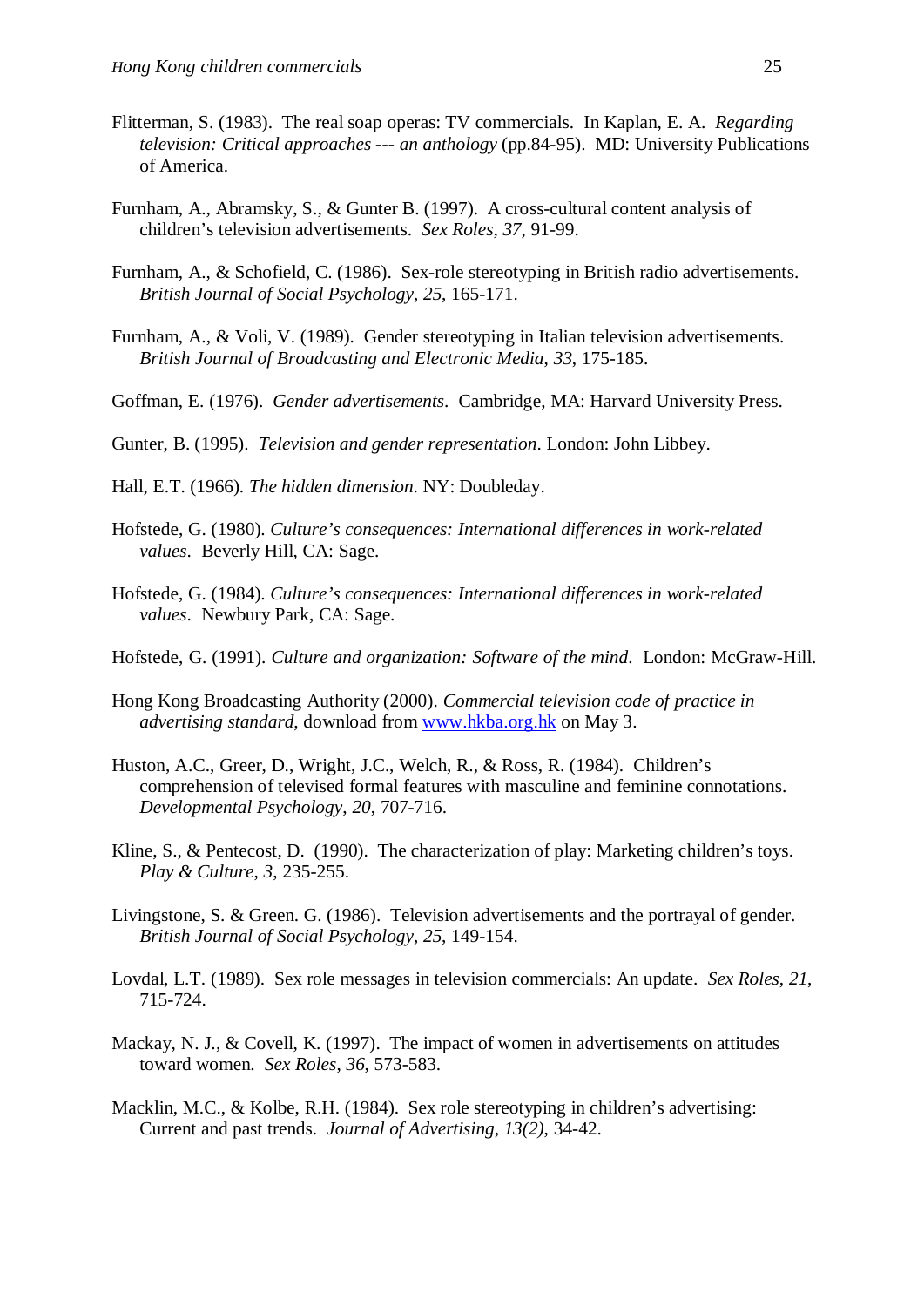Flitterman, S. (1983). The real soap operas: TV commercials. In Kaplan, E. A. *Regarding television: Critical approaches --- an anthology* (pp.84-95). MD: University Publications of America.

Furnham, A., Abramsky, S., & Gunter B. (1997). A cross-cultural content analysis of children's television advertisements. *Sex Roles*, *37*, 91-99.

Furnham, A., & Schofield, C. (1986). Sex-role stereotyping in British radio advertisements. *British Journal of Social Psychology*, *25*, 165-171.

Furnham, A., & Voli, V. (1989). Gender stereotyping in Italian television advertisements. *British Journal of Broadcasting and Electronic Media*, *33*, 175-185.

Goffman, E. (1976). *Gender advertisements*. Cambridge, MA: Harvard University Press.

Gunter, B. (1995). *Television and gender representation*. London: John Libbey.

Hall, E.T. (1966). *The hidden dimension*. NY: Doubleday.

Hofstede, G. (1980). *Culture's consequences: International differences in work-related values*. Beverly Hill, CA: Sage.

Hofstede, G. (1984). *Culture's consequences: International differences in work-related values*. Newbury Park, CA: Sage.

Hofstede, G. (1991). *Culture and organization: Software of the mind*. London: McGraw-Hill.

Hong Kong Broadcasting Authority (2000). *Commercial television code of practice in advertising standard*, download from [www.hkba.org.hk](http://www.hkba.org.hk) on May 3.

Huston, A.C., Greer, D., Wright, J.C., Welch, R., & Ross, R. (1984). Children's comprehension of televised formal features with masculine and feminine connotations. *Developmental Psychology*, *20*, 707-716.

Kline, S., & Pentecost, D. (1990). The characterization of play: Marketing children's toys. *Play & Culture*, *3*, 235-255.

Livingstone, S. & Green. G. (1986). Television advertisements and the portrayal of gender. *British Journal of Social Psychology*, *25*, 149-154.

Lovdal, L.T. (1989). Sex role messages in television commercials: An update. *Sex Roles*, *21*, 715-724.

Mackay, N. J., & Covell, K. (1997). The impact of women in advertisements on attitudes toward women. *Sex Roles*, *36*, 573-583.

Macklin, M.C., & Kolbe, R.H. (1984). Sex role stereotyping in children's advertising: Current and past trends. *Journal of Advertising*, *13(2)*, 34-42.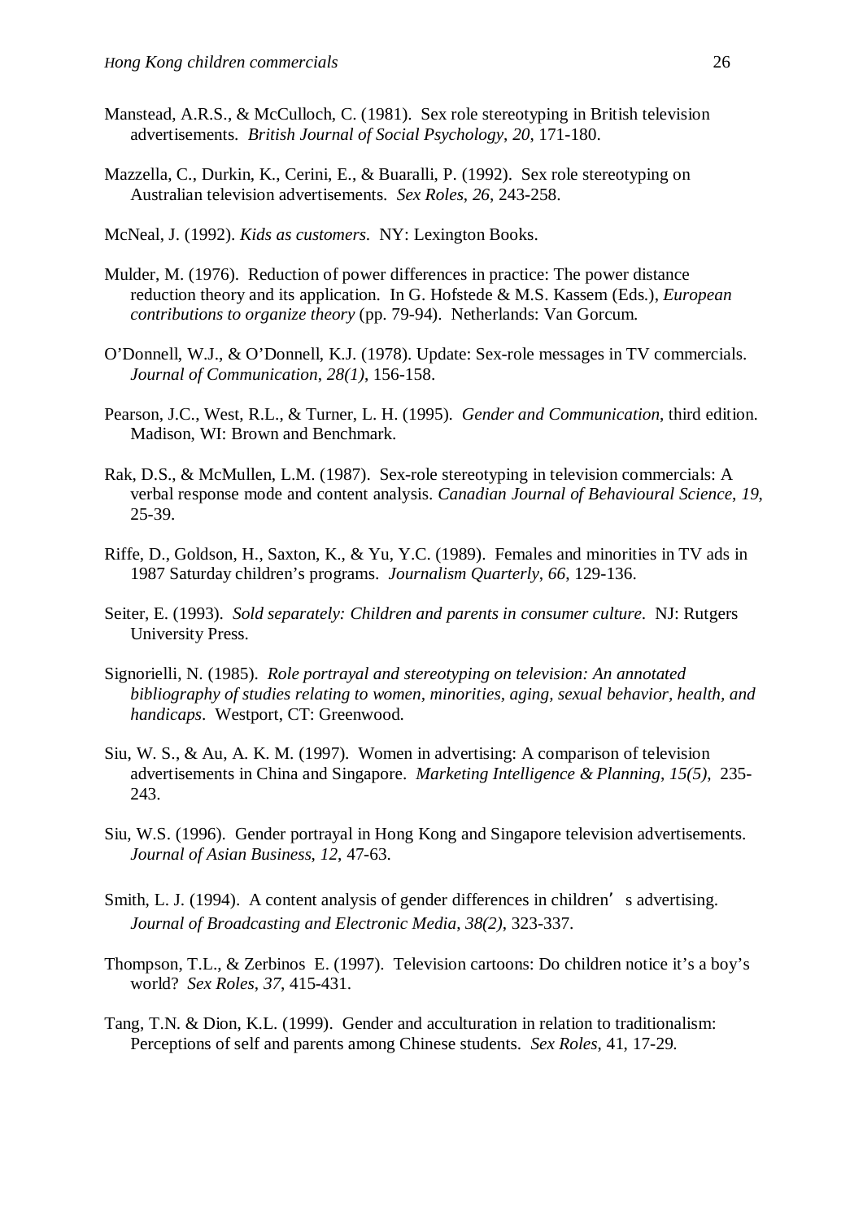Manstead, A.R.S., & McCulloch, C. (1981). Sex role stereotyping in British television advertisements. *British Journal of Social Psychology*, *20*, 171-180.

Mazzella, C., Durkin, K., Cerini, E., & Buaralli, P. (1992). Sex role stereotyping on Australian television advertisements. *Sex Roles*, *26*, 243-258.

McNeal, J. (1992). *Kids as customers.* NY: Lexington Books.

Mulder, M. (1976). Reduction of power differences in practice: The power distance reduction theory and its application. In G. Hofstede & M.S. Kassem (Eds.), *European contributions to organize theory* (pp. 79-94). Netherlands: Van Gorcum.

O'Donnell, W.J., & O'Donnell, K.J. (1978). Update: Sex-role messages in TV commercials. *Journal of Communication*, *28(1)*, 156-158.

Pearson, J.C., West, R.L., & Turner, L. H. (1995). *Gender and Communication*, third edition. Madison, WI: Brown and Benchmark.

Rak, D.S., & McMullen, L.M. (1987). Sex-role stereotyping in television commercials: A verbal response mode and content analysis. *Canadian Journal of Behavioural Science*, *19*, 25-39.

Riffe, D., Goldson, H., Saxton, K., & Yu, Y.C. (1989). Females and minorities in TV ads in 1987 Saturday children's programs. *Journalism Quarterly*, *66*, 129-136.

Seiter, E. (1993). *Sold separately: Children and parents in consumer culture.* NJ: Rutgers University Press.

Signorielli, N. (1985). *Role portrayal and stereotyping on television: An annotated bibliography of studies relating to women, minorities, aging, sexual behavior, health, and handicaps*. Westport, CT: Greenwood.

Siu, W. S., & Au, A. K. M. (1997). Women in advertising: A comparison of television advertisements in China and Singapore. *Marketing Intelligence & Planning*, *15(5)*, 235-243.

Siu, W.S. (1996). Gender portrayal in Hong Kong and Singapore television advertisements. *Journal of Asian Business*, *12*, 47-63.

Smith, L. J. (1994). A content analysis of gender differences in children's advertising. *Journal of Broadcasting and Electronic Media*, *38(2)*, 323-337.

Thompson, T.L., & Zerbinos E. (1997). Television cartoons: Do children notice it's a boy's world? *Sex Roles*, *37*, 415-431.

Tang, T.N. & Dion, K.L. (1999). Gender and acculturation in relation to traditionalism: Perceptions of self and parents among Chinese students. *Sex Roles*, 41, 17-29.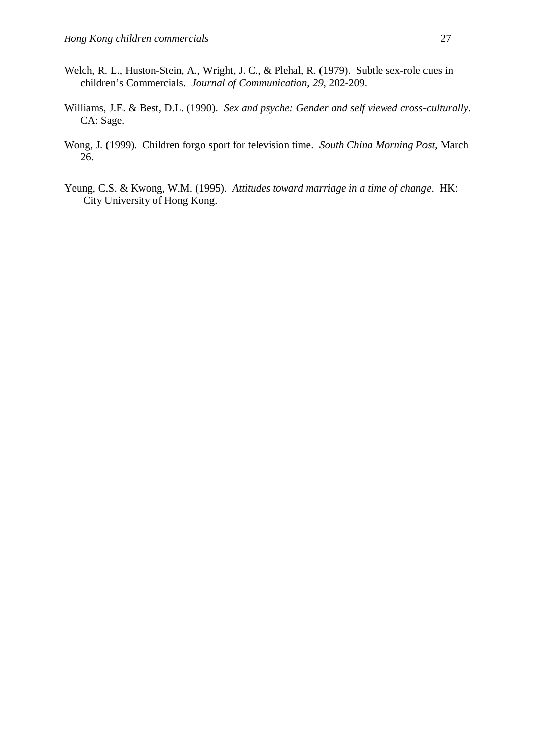Welch, R. L., Huston-Stein, A., Wright, J. C., & Plehal, R. (1979). Subtle sex-role cues in children's Commercials. *Journal of Communication*, *29*, 202-209.

Williams, J.E. & Best, D.L. (1990). *Sex and psyche: Gender and self viewed cross-culturally*. CA: Sage.

Wong, J. (1999). Children forgo sport for television time. *South China Morning Post*, March 26.

Yeung, C.S. & Kwong, W.M. (1995). *Attitudes toward marriage in a time of change*. HK: City University of Hong Kong.